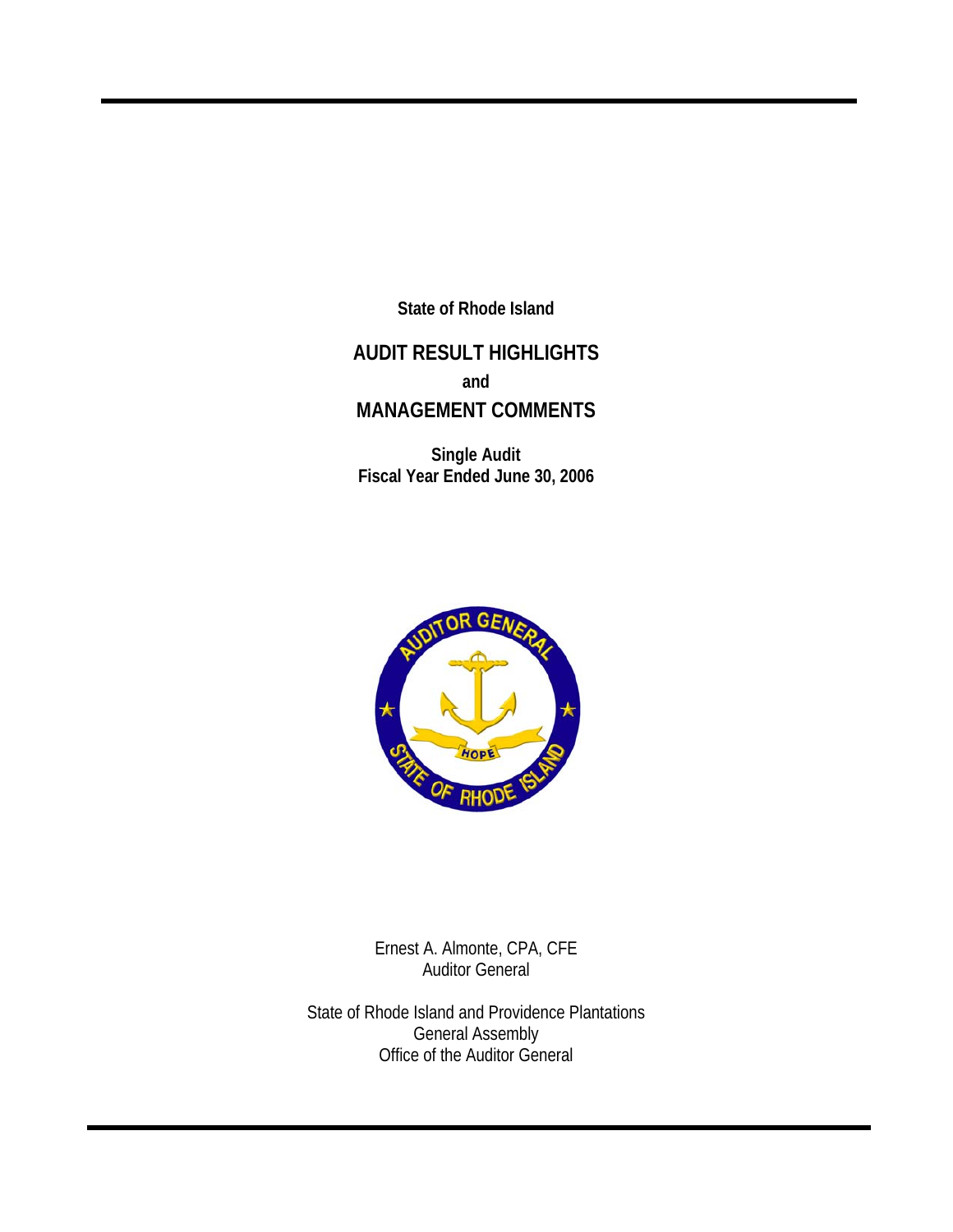**State of Rhode Island**

# AUDIT RESULT HIGHLIGHTS

**and**

# MANAGEMENT COMMENTS

**Single Audit**
**Fiscal Year Ended June 30, 2006**

Ernest A. Almonte, CPA, CFE
Auditor General

State of Rhode Island and Providence Plantations
General Assembly
Office of the Auditor General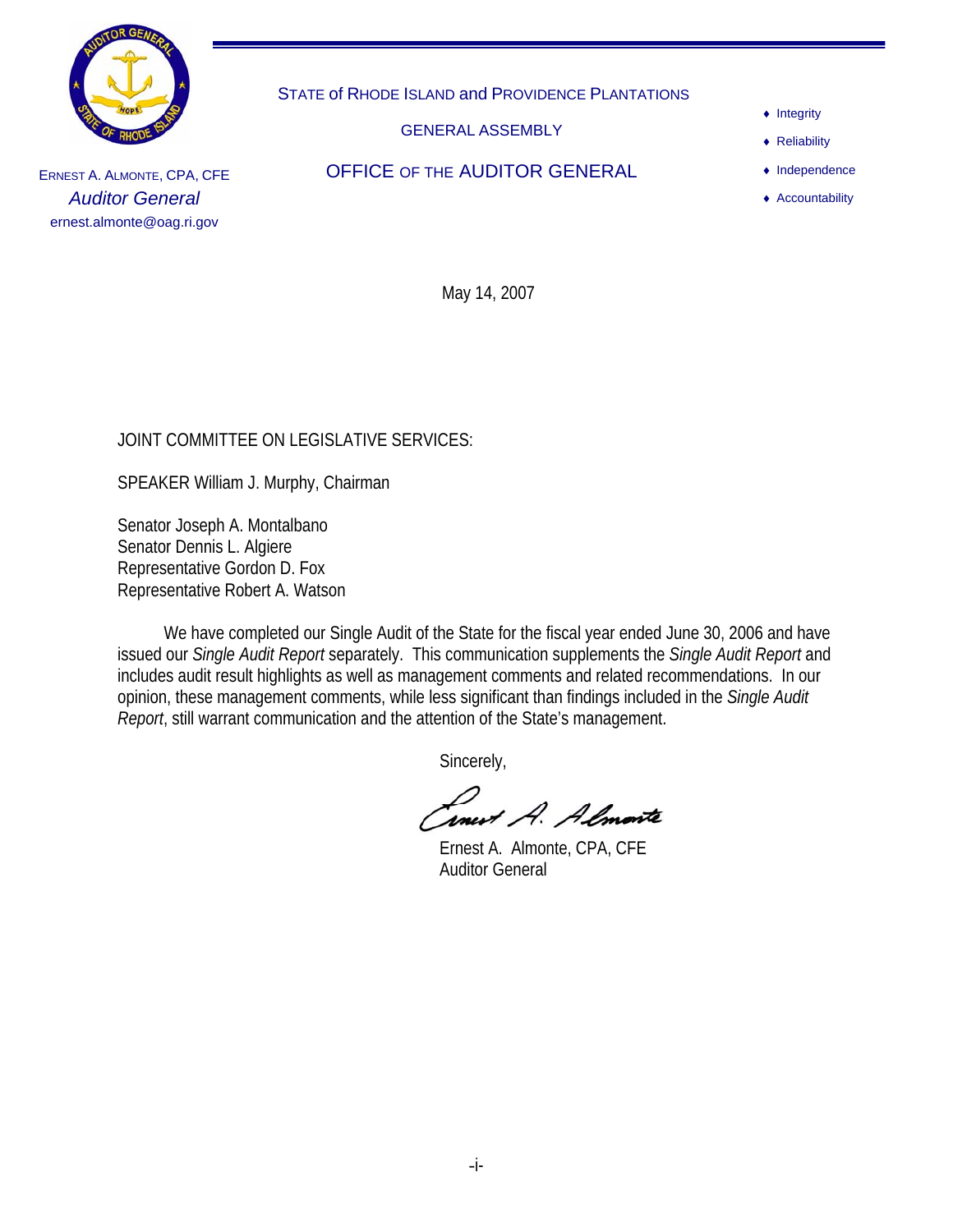STATE of RHODE ISLAND and PROVIDENCE PLANTATIONS

GENERAL ASSEMBLY

OFFICE OF THE AUDITOR GENERAL

ERNEST A. ALMONTE, CPA, CFE
*Auditor General*
ernest.almonte@oag.ri.gov

- Integrity
- Reliability
- Independence
- Accountability

May 14, 2007

JOINT COMMITTEE ON LEGISLATIVE SERVICES:

SPEAKER William J. Murphy, Chairman

Senator Joseph A. Montalbano
Senator Dennis L. Algiere
Representative Gordon D. Fox
Representative Robert A. Watson

We have completed our Single Audit of the State for the fiscal year ended June 30, 2006 and have issued our *Single Audit Report* separately. This communication supplements the *Single Audit Report* and includes audit result highlights as well as management comments and related recommendations. In our opinion, these management comments, while less significant than findings included in the *Single Audit Report*, still warrant communication and the attention of the State's management.

Sincerely,

Ernest A. Almonte, CPA, CFE
Auditor General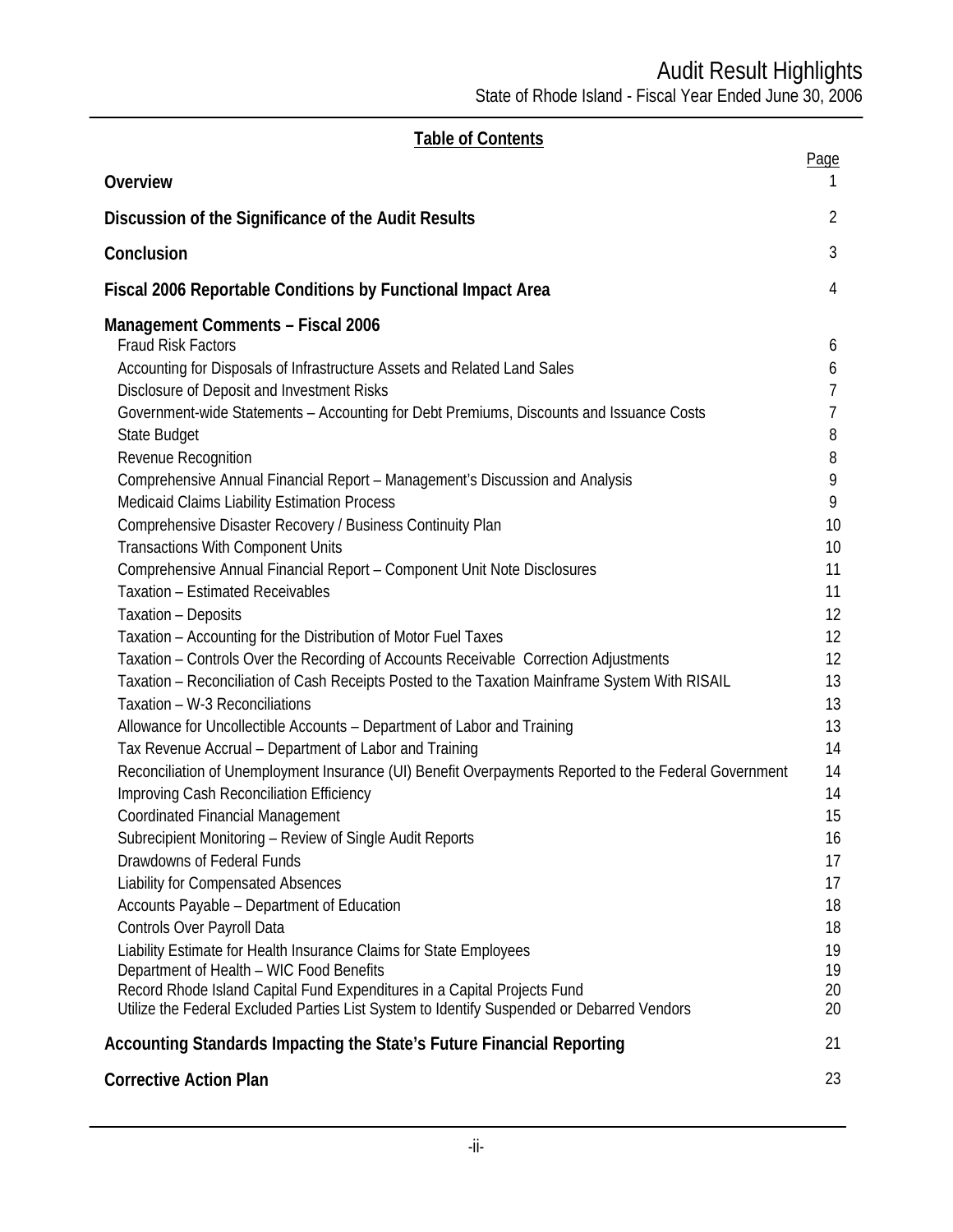## Table of Contents

| | Page |
|---|---|
| **Overview** | 1 |
| **Discussion of the Significance of the Audit Results** | 2 |
| **Conclusion** | 3 |
| **Fiscal 2006 Reportable Conditions by Functional Impact Area** | 4 |
| **Management Comments – Fiscal 2006** | |
| Fraud Risk Factors | 6 |
| Accounting for Disposals of Infrastructure Assets and Related Land Sales | 6 |
| Disclosure of Deposit and Investment Risks | 7 |
| Government-wide Statements – Accounting for Debt Premiums, Discounts and Issuance Costs | 7 |
| State Budget | 8 |
| Revenue Recognition | 8 |
| Comprehensive Annual Financial Report – Management's Discussion and Analysis | 9 |
| Medicaid Claims Liability Estimation Process | 9 |
| Comprehensive Disaster Recovery / Business Continuity Plan | 10 |
| Transactions With Component Units | 10 |
| Comprehensive Annual Financial Report – Component Unit Note Disclosures | 11 |
| Taxation – Estimated Receivables | 11 |
| Taxation – Deposits | 12 |
| Taxation – Accounting for the Distribution of Motor Fuel Taxes | 12 |
| Taxation – Controls Over the Recording of Accounts Receivable Correction Adjustments | 12 |
| Taxation – Reconciliation of Cash Receipts Posted to the Taxation Mainframe System With RISAIL | 13 |
| Taxation – W-3 Reconciliations | 13 |
| Allowance for Uncollectible Accounts – Department of Labor and Training | 13 |
| Tax Revenue Accrual – Department of Labor and Training | 14 |
| Reconciliation of Unemployment Insurance (UI) Benefit Overpayments Reported to the Federal Government | 14 |
| Improving Cash Reconciliation Efficiency | 14 |
| Coordinated Financial Management | 15 |
| Subrecipient Monitoring – Review of Single Audit Reports | 16 |
| Drawdowns of Federal Funds | 17 |
| Liability for Compensated Absences | 17 |
| Accounts Payable – Department of Education | 18 |
| Controls Over Payroll Data | 18 |
| Liability Estimate for Health Insurance Claims for State Employees | 19 |
| Department of Health – WIC Food Benefits | 19 |
| Record Rhode Island Capital Fund Expenditures in a Capital Projects Fund | 20 |
| Utilize the Federal Excluded Parties List System to Identify Suspended or Debarred Vendors | 20 |
| **Accounting Standards Impacting the State's Future Financial Reporting** | 21 |
| **Corrective Action Plan** | 23 |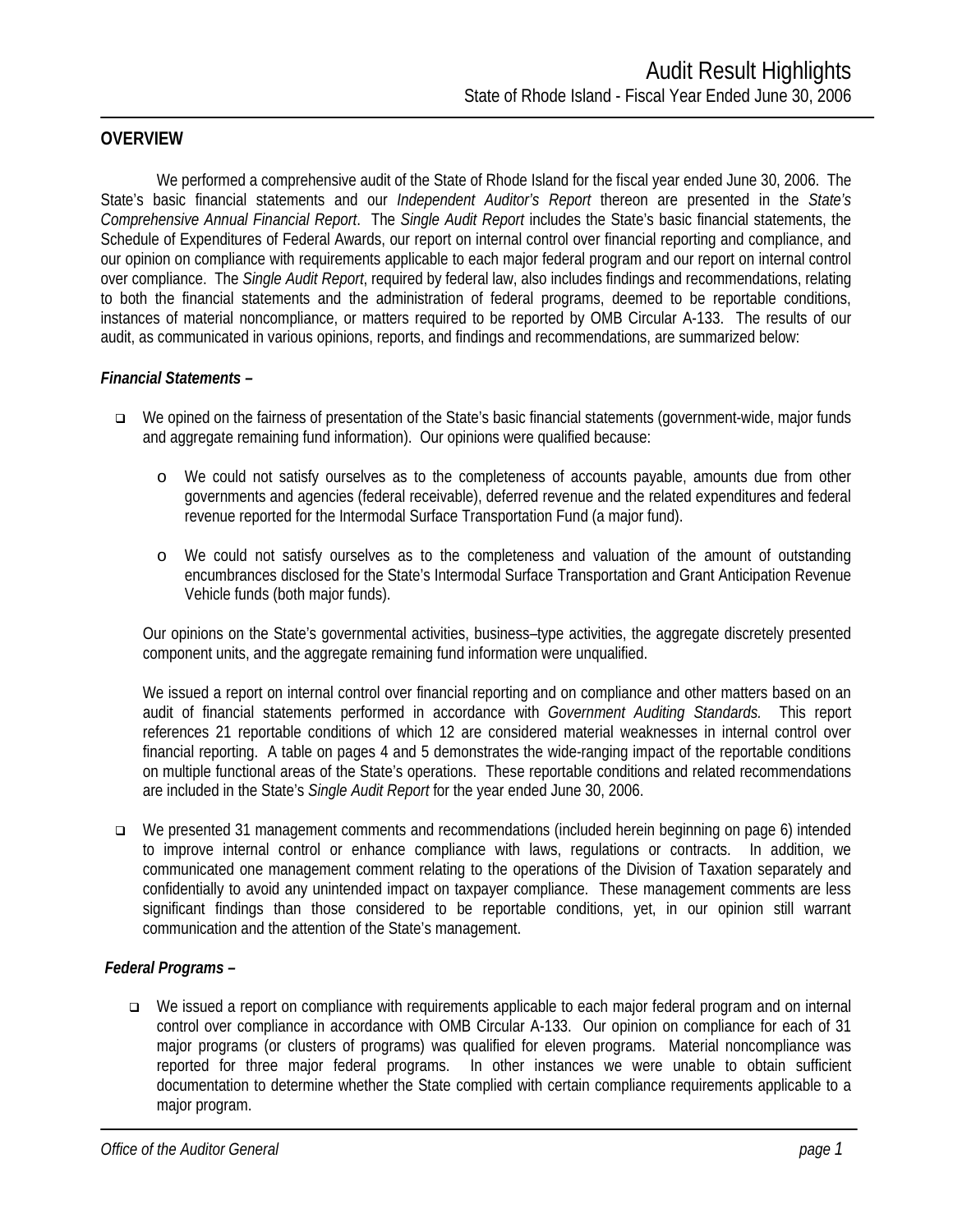# Audit Result Highlights

State of Rhode Island - Fiscal Year Ended June 30, 2006

## OVERVIEW

We performed a comprehensive audit of the State of Rhode Island for the fiscal year ended June 30, 2006. The State's basic financial statements and our *Independent Auditor's Report* thereon are presented in the *State's Comprehensive Annual Financial Report*. The *Single Audit Report* includes the State's basic financial statements, the Schedule of Expenditures of Federal Awards, our report on internal control over financial reporting and compliance, and our opinion on compliance with requirements applicable to each major federal program and our report on internal control over compliance. The *Single Audit Report*, required by federal law, also includes findings and recommendations, relating to both the financial statements and the administration of federal programs, deemed to be reportable conditions, instances of material noncompliance, or matters required to be reported by OMB Circular A-133. The results of our audit, as communicated in various opinions, reports, and findings and recommendations, are summarized below:

### *Financial Statements –*

- We opined on the fairness of presentation of the State's basic financial statements (government-wide, major funds and aggregate remaining fund information). Our opinions were qualified because:

    - We could not satisfy ourselves as to the completeness of accounts payable, amounts due from other governments and agencies (federal receivable), deferred revenue and the related expenditures and federal revenue reported for the Intermodal Surface Transportation Fund (a major fund).

    - We could not satisfy ourselves as to the completeness and valuation of the amount of outstanding encumbrances disclosed for the State's Intermodal Surface Transportation and Grant Anticipation Revenue Vehicle funds (both major funds).

  Our opinions on the State's governmental activities, business–type activities, the aggregate discretely presented component units, and the aggregate remaining fund information were unqualified.

  We issued a report on internal control over financial reporting and on compliance and other matters based on an audit of financial statements performed in accordance with *Government Auditing Standards.* This report references 21 reportable conditions of which 12 are considered material weaknesses in internal control over financial reporting. A table on pages 4 and 5 demonstrates the wide-ranging impact of the reportable conditions on multiple functional areas of the State's operations. These reportable conditions and related recommendations are included in the State's *Single Audit Report* for the year ended June 30, 2006.

- We presented 31 management comments and recommendations (included herein beginning on page 6) intended to improve internal control or enhance compliance with laws, regulations or contracts. In addition, we communicated one management comment relating to the operations of the Division of Taxation separately and confidentially to avoid any unintended impact on taxpayer compliance. These management comments are less significant findings than those considered to be reportable conditions, yet, in our opinion still warrant communication and the attention of the State's management.

### *Federal Programs –*

- We issued a report on compliance with requirements applicable to each major federal program and on internal control over compliance in accordance with OMB Circular A-133. Our opinion on compliance for each of 31 major programs (or clusters of programs) was qualified for eleven programs. Material noncompliance was reported for three major federal programs. In other instances we were unable to obtain sufficient documentation to determine whether the State complied with certain compliance requirements applicable to a major program.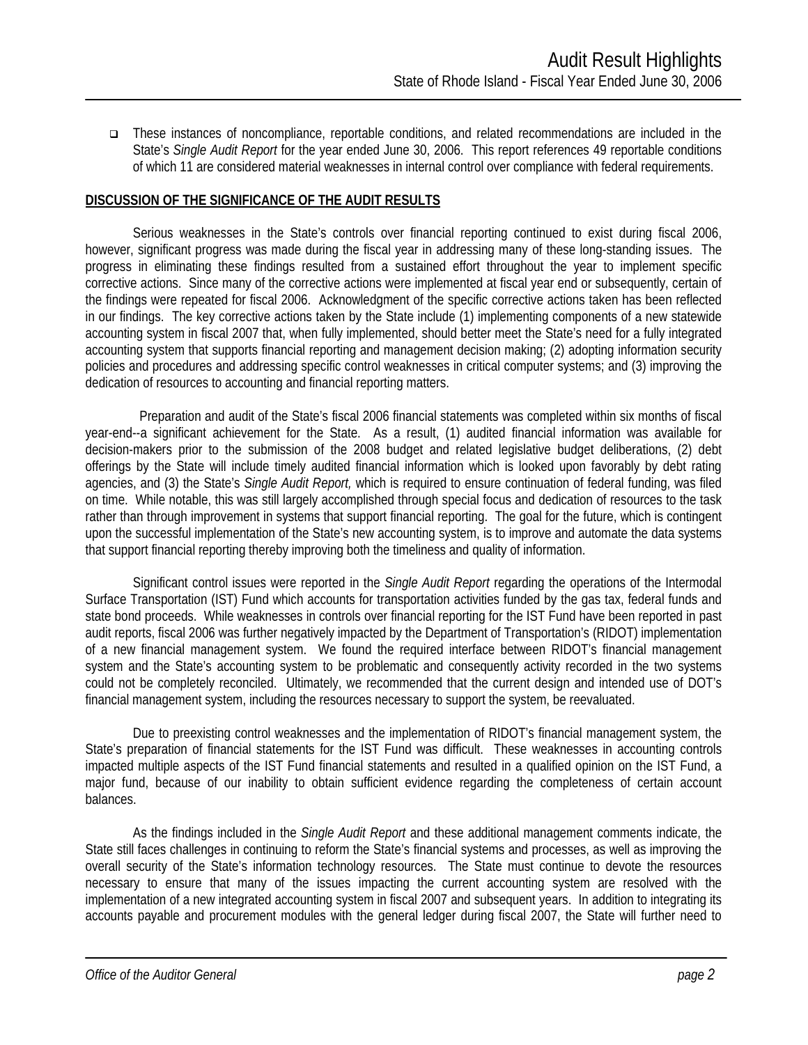- These instances of noncompliance, reportable conditions, and related recommendations are included in the State's *Single Audit Report* for the year ended June 30, 2006. This report references 49 reportable conditions of which 11 are considered material weaknesses in internal control over compliance with federal requirements.

**DISCUSSION OF THE SIGNIFICANCE OF THE AUDIT RESULTS**

Serious weaknesses in the State's controls over financial reporting continued to exist during fiscal 2006, however, significant progress was made during the fiscal year in addressing many of these long-standing issues. The progress in eliminating these findings resulted from a sustained effort throughout the year to implement specific corrective actions. Since many of the corrective actions were implemented at fiscal year end or subsequently, certain of the findings were repeated for fiscal 2006. Acknowledgment of the specific corrective actions taken has been reflected in our findings. The key corrective actions taken by the State include (1) implementing components of a new statewide accounting system in fiscal 2007 that, when fully implemented, should better meet the State's need for a fully integrated accounting system that supports financial reporting and management decision making; (2) adopting information security policies and procedures and addressing specific control weaknesses in critical computer systems; and (3) improving the dedication of resources to accounting and financial reporting matters.

Preparation and audit of the State's fiscal 2006 financial statements was completed within six months of fiscal year-end--a significant achievement for the State. As a result, (1) audited financial information was available for decision-makers prior to the submission of the 2008 budget and related legislative budget deliberations, (2) debt offerings by the State will include timely audited financial information which is looked upon favorably by debt rating agencies, and (3) the State's *Single Audit Report,* which is required to ensure continuation of federal funding, was filed on time. While notable, this was still largely accomplished through special focus and dedication of resources to the task rather than through improvement in systems that support financial reporting. The goal for the future, which is contingent upon the successful implementation of the State's new accounting system, is to improve and automate the data systems that support financial reporting thereby improving both the timeliness and quality of information.

Significant control issues were reported in the *Single Audit Report* regarding the operations of the Intermodal Surface Transportation (IST) Fund which accounts for transportation activities funded by the gas tax, federal funds and state bond proceeds. While weaknesses in controls over financial reporting for the IST Fund have been reported in past audit reports, fiscal 2006 was further negatively impacted by the Department of Transportation's (RIDOT) implementation of a new financial management system. We found the required interface between RIDOT's financial management system and the State's accounting system to be problematic and consequently activity recorded in the two systems could not be completely reconciled. Ultimately, we recommended that the current design and intended use of DOT's financial management system, including the resources necessary to support the system, be reevaluated.

Due to preexisting control weaknesses and the implementation of RIDOT's financial management system, the State's preparation of financial statements for the IST Fund was difficult. These weaknesses in accounting controls impacted multiple aspects of the IST Fund financial statements and resulted in a qualified opinion on the IST Fund, a major fund, because of our inability to obtain sufficient evidence regarding the completeness of certain account balances.

As the findings included in the *Single Audit Report* and these additional management comments indicate, the State still faces challenges in continuing to reform the State's financial systems and processes, as well as improving the overall security of the State's information technology resources. The State must continue to devote the resources necessary to ensure that many of the issues impacting the current accounting system are resolved with the implementation of a new integrated accounting system in fiscal 2007 and subsequent years. In addition to integrating its accounts payable and procurement modules with the general ledger during fiscal 2007, the State will further need to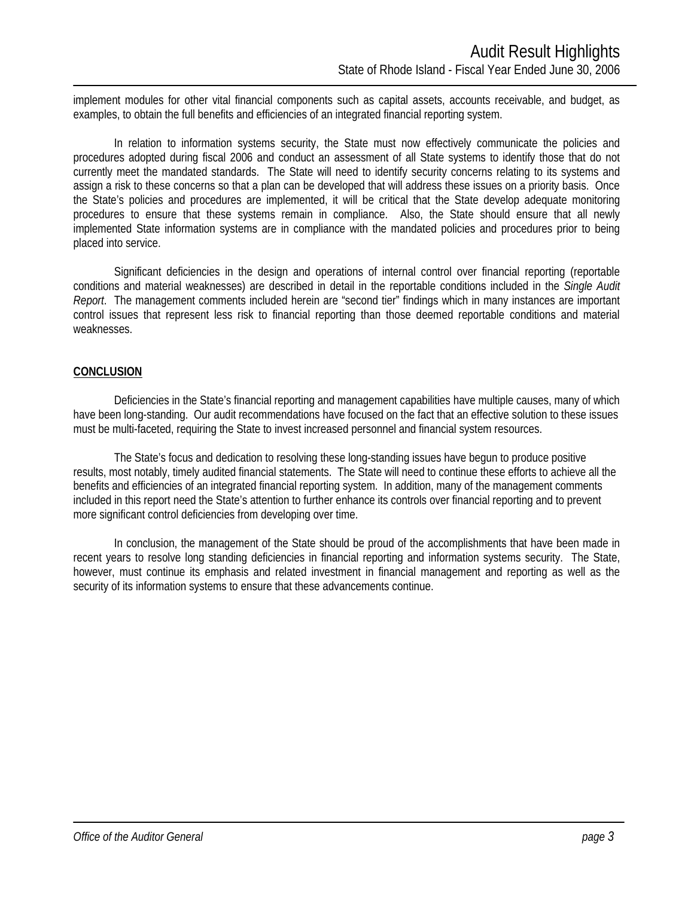implement modules for other vital financial components such as capital assets, accounts receivable, and budget, as examples, to obtain the full benefits and efficiencies of an integrated financial reporting system.

In relation to information systems security, the State must now effectively communicate the policies and procedures adopted during fiscal 2006 and conduct an assessment of all State systems to identify those that do not currently meet the mandated standards. The State will need to identify security concerns relating to its systems and assign a risk to these concerns so that a plan can be developed that will address these issues on a priority basis. Once the State's policies and procedures are implemented, it will be critical that the State develop adequate monitoring procedures to ensure that these systems remain in compliance. Also, the State should ensure that all newly implemented State information systems are in compliance with the mandated policies and procedures prior to being placed into service.

Significant deficiencies in the design and operations of internal control over financial reporting (reportable conditions and material weaknesses) are described in detail in the reportable conditions included in the *Single Audit Report*. The management comments included herein are "second tier" findings which in many instances are important control issues that represent less risk to financial reporting than those deemed reportable conditions and material weaknesses.

## CONCLUSION

Deficiencies in the State's financial reporting and management capabilities have multiple causes, many of which have been long-standing. Our audit recommendations have focused on the fact that an effective solution to these issues must be multi-faceted, requiring the State to invest increased personnel and financial system resources.

The State's focus and dedication to resolving these long-standing issues have begun to produce positive results, most notably, timely audited financial statements. The State will need to continue these efforts to achieve all the benefits and efficiencies of an integrated financial reporting system. In addition, many of the management comments included in this report need the State's attention to further enhance its controls over financial reporting and to prevent more significant control deficiencies from developing over time.

In conclusion, the management of the State should be proud of the accomplishments that have been made in recent years to resolve long standing deficiencies in financial reporting and information systems security. The State, however, must continue its emphasis and related investment in financial management and reporting as well as the security of its information systems to ensure that these advancements continue.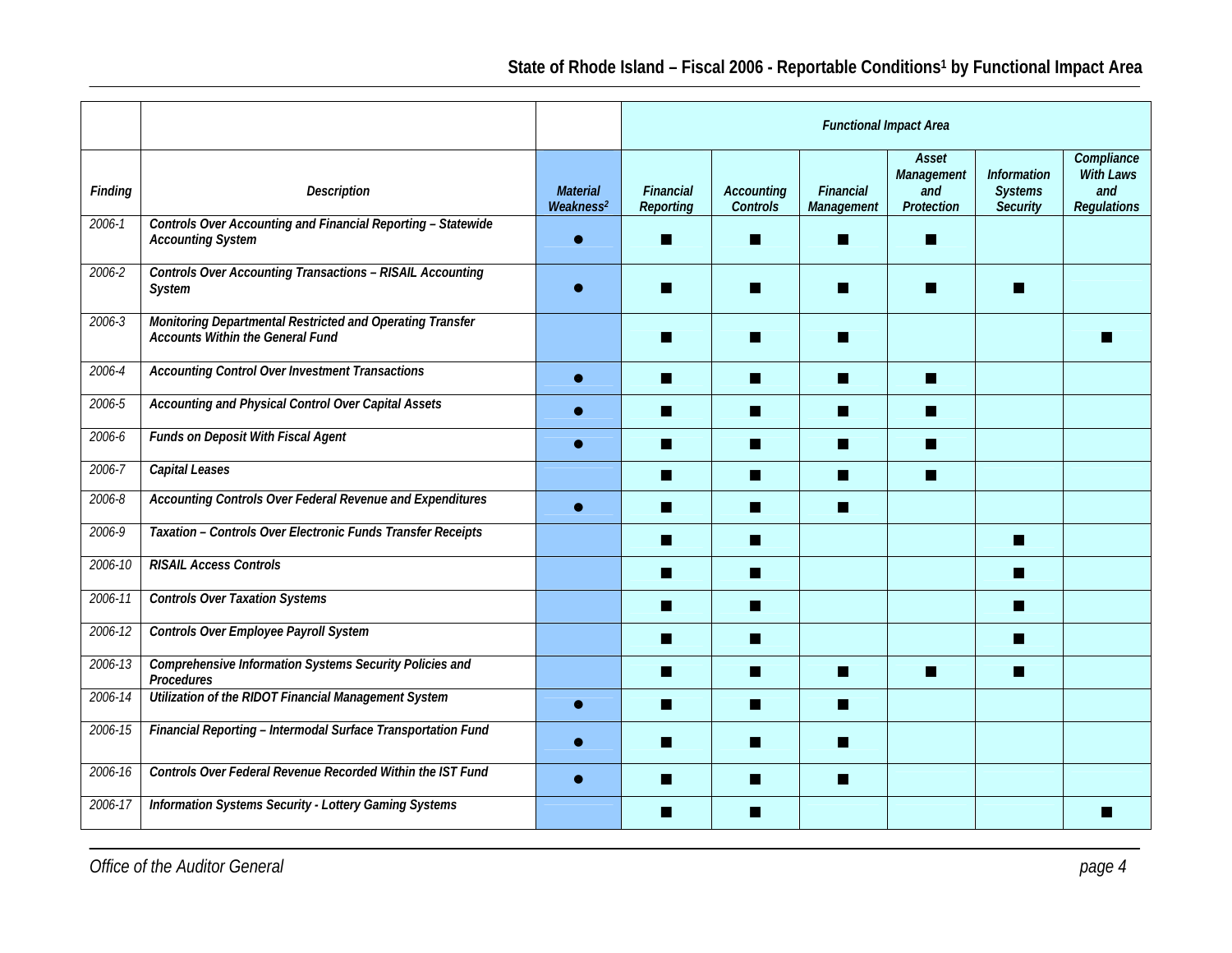## State of Rhode Island – Fiscal 2006 - Reportable Conditions[1] by Functional Impact Area

| | | | Functional Impact Area | | | | | |
|---|---|---|---|---|---|---|---|---|
| *Finding* | *Description* | *Material Weakness*[2] | *Financial Reporting* | *Accounting Controls* | *Financial Management* | *Asset Management and Protection* | *Information Systems Security* | *Compliance With Laws and Regulations* |
| 2006-1 | Controls Over Accounting and Financial Reporting – Statewide Accounting System | ● | ■ | ■ | ■ | ■ | | |
| 2006-2 | Controls Over Accounting Transactions – RISAIL Accounting System | ● | ■ | ■ | ■ | ■ | ■ | |
| 2006-3 | Monitoring Departmental Restricted and Operating Transfer Accounts Within the General Fund | | ■ | ■ | ■ | | | ■ |
| 2006-4 | Accounting Control Over Investment Transactions | ● | ■ | ■ | ■ | ■ | | |
| 2006-5 | Accounting and Physical Control Over Capital Assets | ● | ■ | ■ | ■ | ■ | | |
| 2006-6 | Funds on Deposit With Fiscal Agent | ● | ■ | ■ | ■ | ■ | | |
| 2006-7 | Capital Leases | | ■ | ■ | ■ | ■ | | |
| 2006-8 | Accounting Controls Over Federal Revenue and Expenditures | ● | ■ | ■ | ■ | | | |
| 2006-9 | Taxation – Controls Over Electronic Funds Transfer Receipts | | ■ | ■ | | | ■ | |
| 2006-10 | RISAIL Access Controls | | ■ | ■ | | | ■ | |
| 2006-11 | Controls Over Taxation Systems | | ■ | ■ | | | ■ | |
| 2006-12 | Controls Over Employee Payroll System | | ■ | ■ | | | ■ | |
| 2006-13 | Comprehensive Information Systems Security Policies and Procedures | | ■ | ■ | ■ | ■ | ■ | |
| 2006-14 | Utilization of the RIDOT Financial Management System | ● | ■ | ■ | ■ | | | |
| 2006-15 | Financial Reporting – Intermodal Surface Transportation Fund | ● | ■ | ■ | ■ | | | |
| 2006-16 | Controls Over Federal Revenue Recorded Within the IST Fund | ● | ■ | ■ | ■ | | | |
| 2006-17 | Information Systems Security - Lottery Gaming Systems | | ■ | ■ | | | | ■ |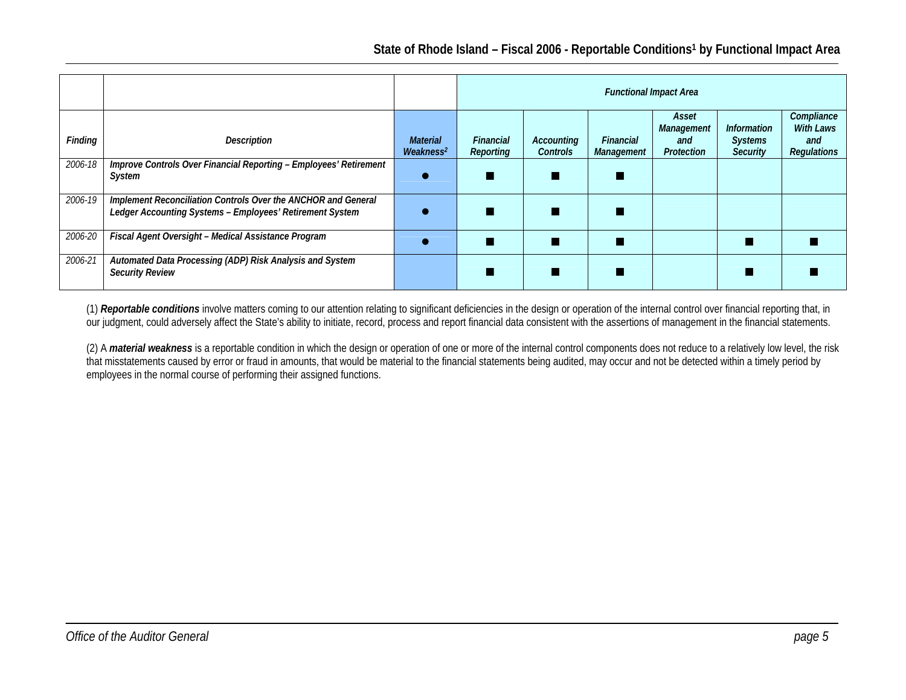## State of Rhode Island – Fiscal 2006 - Reportable Conditions[1] by Functional Impact Area

| | | | Functional Impact Area | | | | | |
|---|---|---|---|---|---|---|---|---|
| **Finding** | **Description** | **Material Weakness[2]** | **Financial Reporting** | **Accounting Controls** | **Financial Management** | **Asset Management and Protection** | **Information Systems Security** | **Compliance With Laws and Regulations** |
| 2006-18 | **Improve Controls Over Financial Reporting – Employees' Retirement System** | ● | ■ | ■ | ■ | | | |
| 2006-19 | **Implement Reconciliation Controls Over the ANCHOR and General Ledger Accounting Systems – Employees' Retirement System** | ● | ■ | ■ | ■ | | | |
| 2006-20 | **Fiscal Agent Oversight – Medical Assistance Program** | ● | ■ | ■ | ■ | | ■ | ■ |
| 2006-21 | **Automated Data Processing (ADP) Risk Analysis and System Security Review** | | ■ | ■ | ■ | | ■ | ■ |

(1) ***Reportable conditions*** involve matters coming to our attention relating to significant deficiencies in the design or operation of the internal control over financial reporting that, in our judgment, could adversely affect the State's ability to initiate, record, process and report financial data consistent with the assertions of management in the financial statements.

(2) A ***material weakness*** is a reportable condition in which the design or operation of one or more of the internal control components does not reduce to a relatively low level, the risk that misstatements caused by error or fraud in amounts, that would be material to the financial statements being audited, may occur and not be detected within a timely period by employees in the normal course of performing their assigned functions.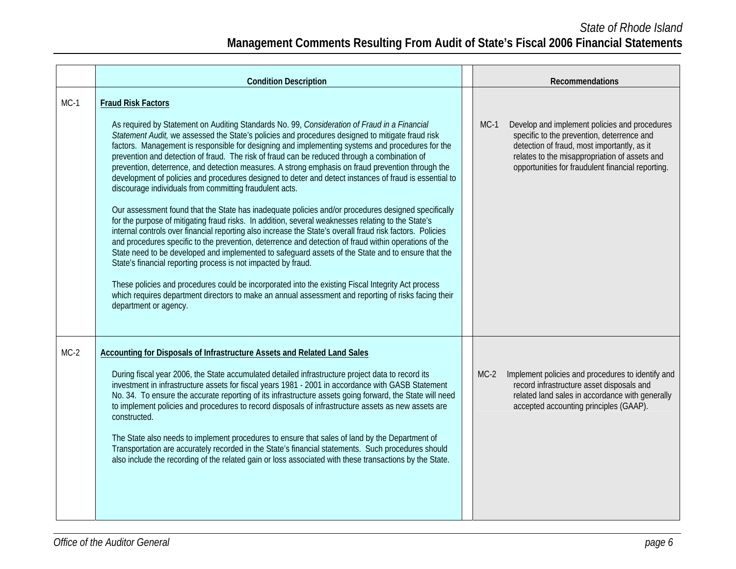| | Condition Description | Recommendations |
|---|---|---|
| MC-1 | **Fraud Risk Factors**<br><br>As required by Statement on Auditing Standards No. 99, *Consideration of Fraud in a Financial Statement Audit,* we assessed the State's policies and procedures designed to mitigate fraud risk factors. Management is responsible for designing and implementing systems and procedures for the prevention and detection of fraud. The risk of fraud can be reduced through a combination of prevention, deterrence, and detection measures. A strong emphasis on fraud prevention through the development of policies and procedures designed to deter and detect instances of fraud is essential to discourage individuals from committing fraudulent acts.<br><br>Our assessment found that the State has inadequate policies and/or procedures designed specifically for the purpose of mitigating fraud risks. In addition, several weaknesses relating to the State's internal controls over financial reporting also increase the State's overall fraud risk factors. Policies and procedures specific to the prevention, deterrence and detection of fraud within operations of the State need to be developed and implemented to safeguard assets of the State and to ensure that the State's financial reporting process is not impacted by fraud.<br><br>These policies and procedures could be incorporated into the existing Fiscal Integrity Act process which requires department directors to make an annual assessment and reporting of risks facing their department or agency. | MC-1 Develop and implement policies and procedures specific to the prevention, deterrence and detection of fraud, most importantly, as it relates to the misappropriation of assets and opportunities for fraudulent financial reporting. |
| MC-2 | **Accounting for Disposals of Infrastructure Assets and Related Land Sales**<br><br>During fiscal year 2006, the State accumulated detailed infrastructure project data to record its investment in infrastructure assets for fiscal years 1981 - 2001 in accordance with GASB Statement No. 34. To ensure the accurate reporting of its infrastructure assets going forward, the State will need to implement policies and procedures to record disposals of infrastructure assets as new assets are constructed.<br><br>The State also needs to implement procedures to ensure that sales of land by the Department of Transportation are accurately recorded in the State's financial statements. Such procedures should also include the recording of the related gain or loss associated with these transactions by the State. | MC-2 Implement policies and procedures to identify and record infrastructure asset disposals and related land sales in accordance with generally accepted accounting principles (GAAP). |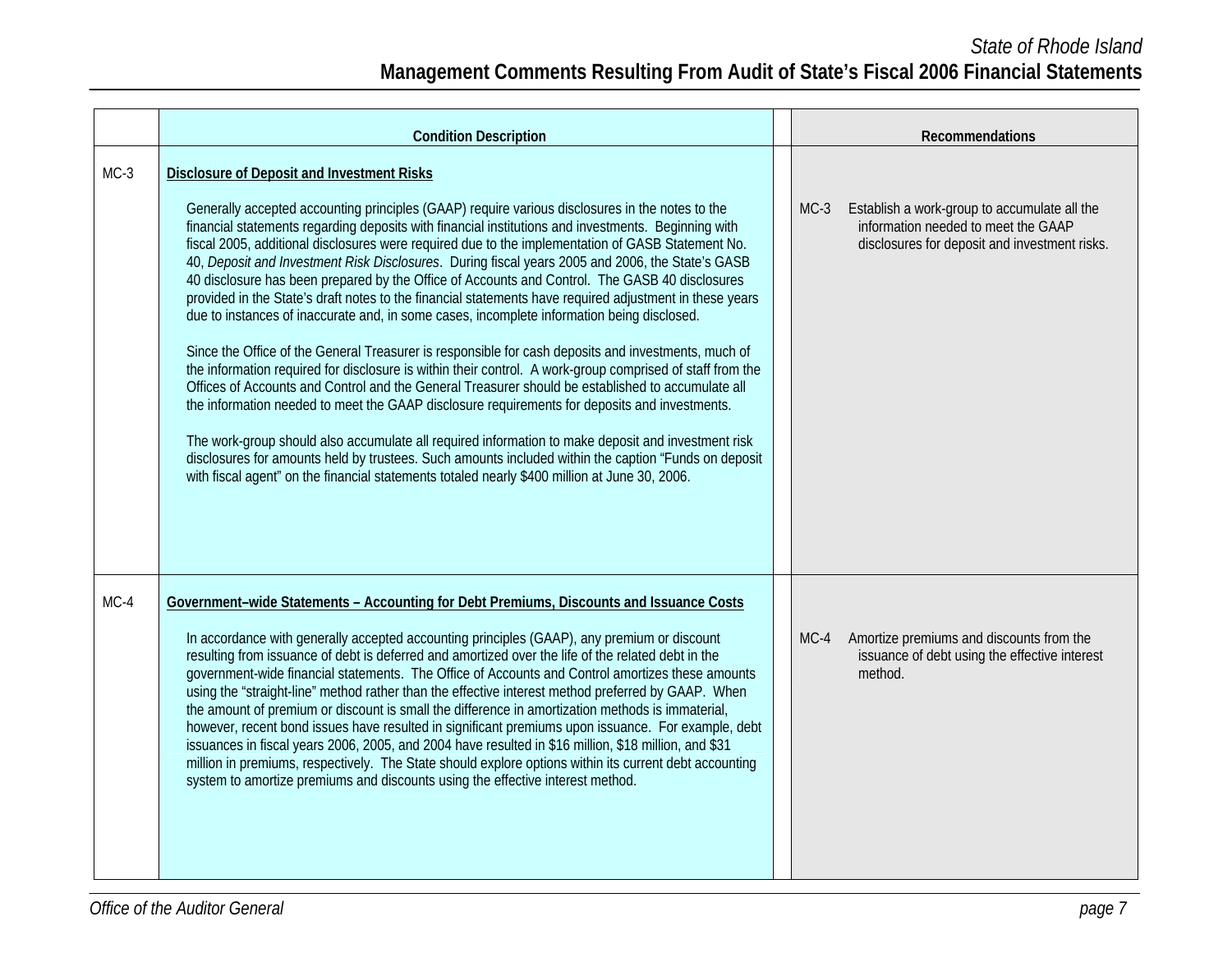| | Condition Description | Recommendations |
|---|---|---|
| MC-3 | **Disclosure of Deposit and Investment Risks**<br><br>Generally accepted accounting principles (GAAP) require various disclosures in the notes to the financial statements regarding deposits with financial institutions and investments. Beginning with fiscal 2005, additional disclosures were required due to the implementation of GASB Statement No. 40, *Deposit and Investment Risk Disclosures*. During fiscal years 2005 and 2006, the State's GASB 40 disclosure has been prepared by the Office of Accounts and Control. The GASB 40 disclosures provided in the State's draft notes to the financial statements have required adjustment in these years due to instances of inaccurate and, in some cases, incomplete information being disclosed.<br><br>Since the Office of the General Treasurer is responsible for cash deposits and investments, much of the information required for disclosure is within their control. A work-group comprised of staff from the Offices of Accounts and Control and the General Treasurer should be established to accumulate all the information needed to meet the GAAP disclosure requirements for deposits and investments.<br><br>The work-group should also accumulate all required information to make deposit and investment risk disclosures for amounts held by trustees. Such amounts included within the caption "Funds on deposit with fiscal agent" on the financial statements totaled nearly $400 million at June 30, 2006. | MC-3 Establish a work-group to accumulate all the information needed to meet the GAAP disclosures for deposit and investment risks. |
| MC-4 | **Government–wide Statements – Accounting for Debt Premiums, Discounts and Issuance Costs**<br><br>In accordance with generally accepted accounting principles (GAAP), any premium or discount resulting from issuance of debt is deferred and amortized over the life of the related debt in the government-wide financial statements. The Office of Accounts and Control amortizes these amounts using the "straight-line" method rather than the effective interest method preferred by GAAP. When the amount of premium or discount is small the difference in amortization methods is immaterial, however, recent bond issues have resulted in significant premiums upon issuance. For example, debt issuances in fiscal years 2006, 2005, and 2004 have resulted in $16 million, $18 million, and $31 million in premiums, respectively. The State should explore options within its current debt accounting system to amortize premiums and discounts using the effective interest method. | MC-4 Amortize premiums and discounts from the issuance of debt using the effective interest method. |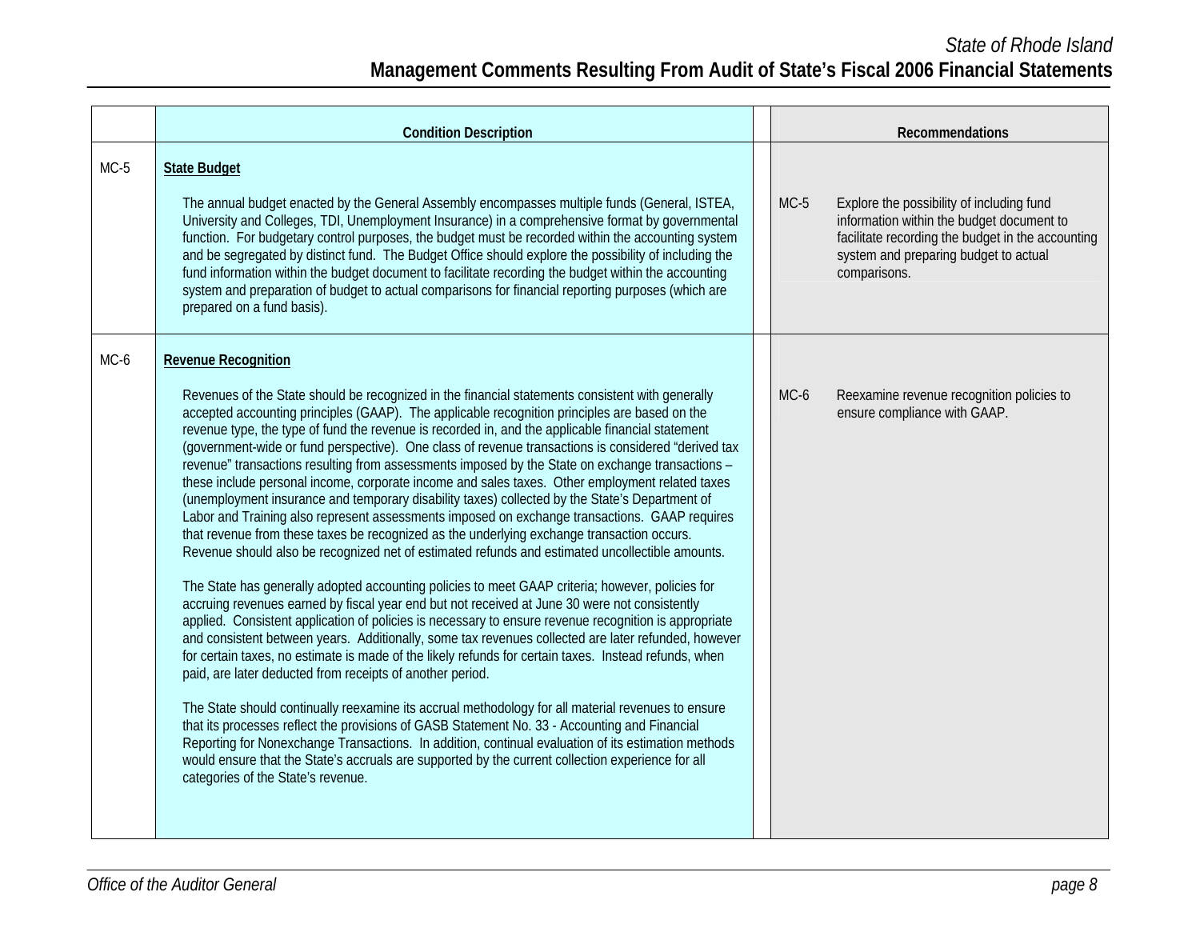| | Condition Description | Recommendations |
|---|---|---|
| MC-5 | **State Budget**<br><br>The annual budget enacted by the General Assembly encompasses multiple funds (General, ISTEA, University and Colleges, TDI, Unemployment Insurance) in a comprehensive format by governmental function. For budgetary control purposes, the budget must be recorded within the accounting system and be segregated by distinct fund. The Budget Office should explore the possibility of including the fund information within the budget document to facilitate recording the budget within the accounting system and preparation of budget to actual comparisons for financial reporting purposes (which are prepared on a fund basis). | MC-5 Explore the possibility of including fund information within the budget document to facilitate recording the budget in the accounting system and preparing budget to actual comparisons. |
| MC-6 | **Revenue Recognition**<br><br>Revenues of the State should be recognized in the financial statements consistent with generally accepted accounting principles (GAAP). The applicable recognition principles are based on the revenue type, the type of fund the revenue is recorded in, and the applicable financial statement (government-wide or fund perspective). One class of revenue transactions is considered "derived tax revenue" transactions resulting from assessments imposed by the State on exchange transactions – these include personal income, corporate income and sales taxes. Other employment related taxes (unemployment insurance and temporary disability taxes) collected by the State's Department of Labor and Training also represent assessments imposed on exchange transactions. GAAP requires that revenue from these taxes be recognized as the underlying exchange transaction occurs. Revenue should also be recognized net of estimated refunds and estimated uncollectible amounts.<br><br>The State has generally adopted accounting policies to meet GAAP criteria; however, policies for accruing revenues earned by fiscal year end but not received at June 30 were not consistently applied. Consistent application of policies is necessary to ensure revenue recognition is appropriate and consistent between years. Additionally, some tax revenues collected are later refunded, however for certain taxes, no estimate is made of the likely refunds for certain taxes. Instead refunds, when paid, are later deducted from receipts of another period.<br><br>The State should continually reexamine its accrual methodology for all material revenues to ensure that its processes reflect the provisions of GASB Statement No. 33 - Accounting and Financial Reporting for Nonexchange Transactions. In addition, continual evaluation of its estimation methods would ensure that the State's accruals are supported by the current collection experience for all categories of the State's revenue. | MC-6 Reexamine revenue recognition policies to ensure compliance with GAAP. |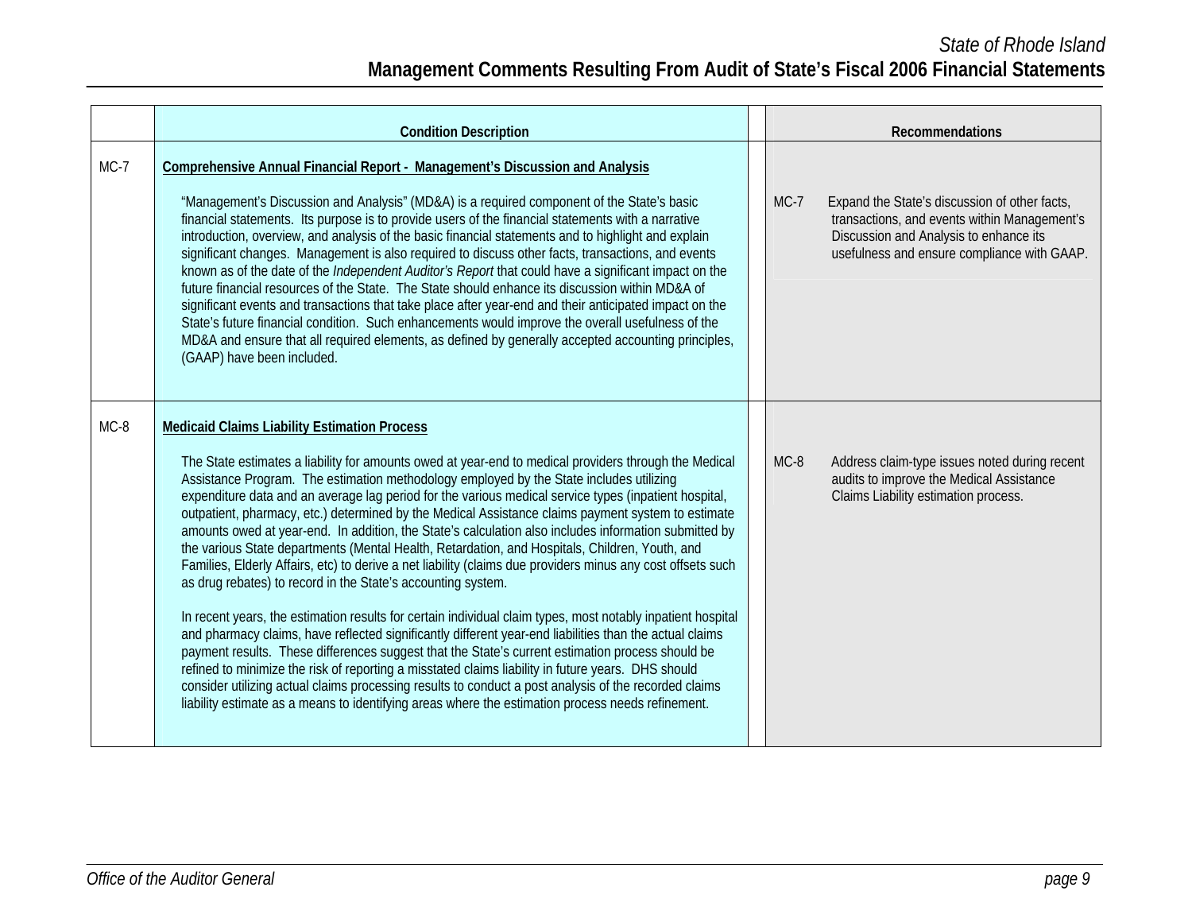| | Condition Description | Recommendations |
|---|---|---|
| MC-7 | **Comprehensive Annual Financial Report - Management's Discussion and Analysis**<br><br>"Management's Discussion and Analysis" (MD&A) is a required component of the State's basic financial statements. Its purpose is to provide users of the financial statements with a narrative introduction, overview, and analysis of the basic financial statements and to highlight and explain significant changes. Management is also required to discuss other facts, transactions, and events known as of the date of the *Independent Auditor's Report* that could have a significant impact on the future financial resources of the State. The State should enhance its discussion within MD&A of significant events and transactions that take place after year-end and their anticipated impact on the State's future financial condition. Such enhancements would improve the overall usefulness of the MD&A and ensure that all required elements, as defined by generally accepted accounting principles, (GAAP) have been included. | MC-7 Expand the State's discussion of other facts, transactions, and events within Management's Discussion and Analysis to enhance its usefulness and ensure compliance with GAAP. |
| MC-8 | **Medicaid Claims Liability Estimation Process**<br><br>The State estimates a liability for amounts owed at year-end to medical providers through the Medical Assistance Program. The estimation methodology employed by the State includes utilizing expenditure data and an average lag period for the various medical service types (inpatient hospital, outpatient, pharmacy, etc.) determined by the Medical Assistance claims payment system to estimate amounts owed at year-end. In addition, the State's calculation also includes information submitted by the various State departments (Mental Health, Retardation, and Hospitals, Children, Youth, and Families, Elderly Affairs, etc) to derive a net liability (claims due providers minus any cost offsets such as drug rebates) to record in the State's accounting system.<br><br>In recent years, the estimation results for certain individual claim types, most notably inpatient hospital and pharmacy claims, have reflected significantly different year-end liabilities than the actual claims payment results. These differences suggest that the State's current estimation process should be refined to minimize the risk of reporting a misstated claims liability in future years. DHS should consider utilizing actual claims processing results to conduct a post analysis of the recorded claims liability estimate as a means to identifying areas where the estimation process needs refinement. | MC-8 Address claim-type issues noted during recent audits to improve the Medical Assistance Claims Liability estimation process. |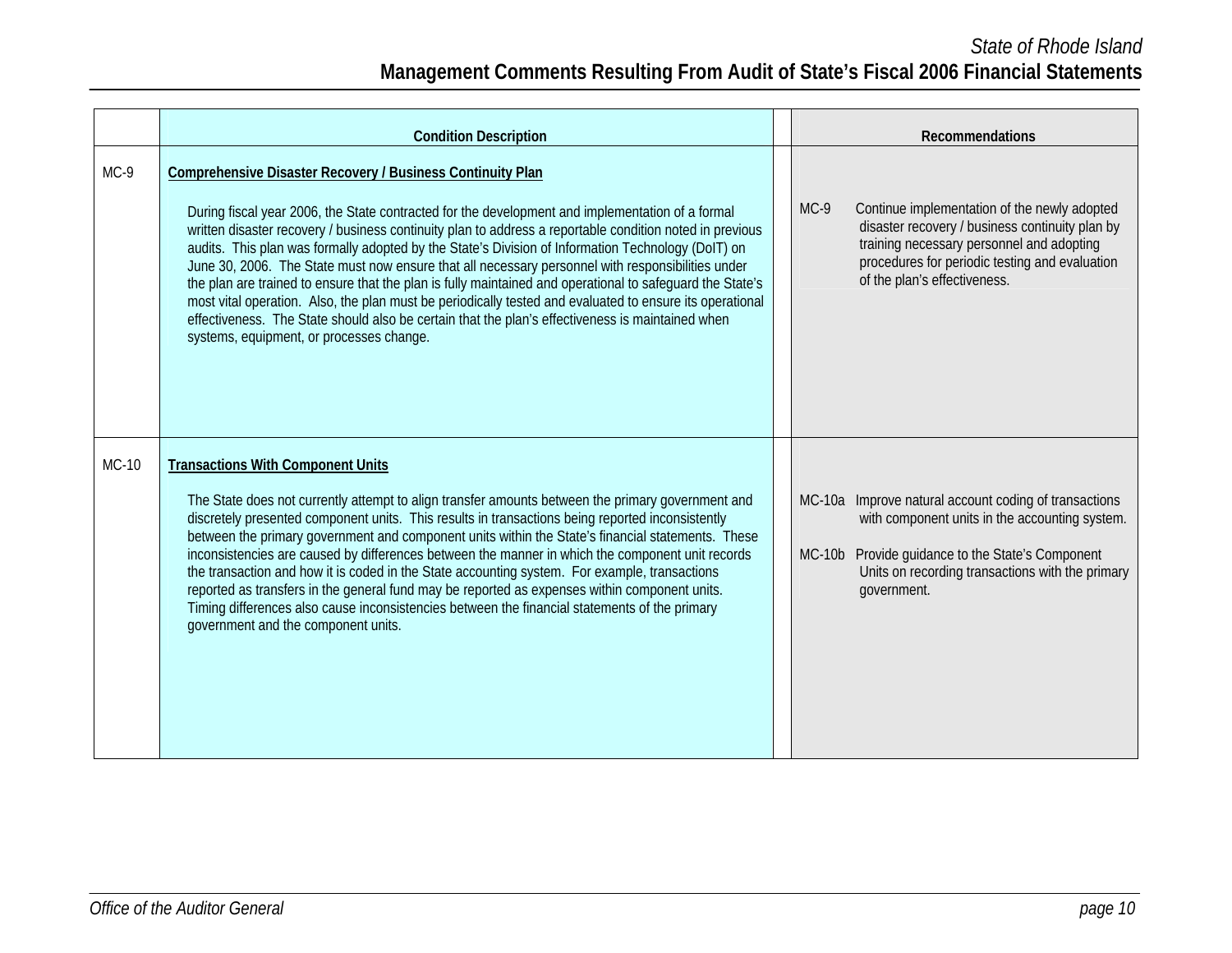| | Condition Description | Recommendations |
|---|---|---|
| MC-9 | **Comprehensive Disaster Recovery / Business Continuity Plan**<br><br>During fiscal year 2006, the State contracted for the development and implementation of a formal written disaster recovery / business continuity plan to address a reportable condition noted in previous audits. This plan was formally adopted by the State's Division of Information Technology (DoIT) on June 30, 2006. The State must now ensure that all necessary personnel with responsibilities under the plan are trained to ensure that the plan is fully maintained and operational to safeguard the State's most vital operation. Also, the plan must be periodically tested and evaluated to ensure its operational effectiveness. The State should also be certain that the plan's effectiveness is maintained when systems, equipment, or processes change. | MC-9 Continue implementation of the newly adopted disaster recovery / business continuity plan by training necessary personnel and adopting procedures for periodic testing and evaluation of the plan's effectiveness. |
| MC-10 | **Transactions With Component Units**<br><br>The State does not currently attempt to align transfer amounts between the primary government and discretely presented component units. This results in transactions being reported inconsistently between the primary government and component units within the State's financial statements. These inconsistencies are caused by differences between the manner in which the component unit records the transaction and how it is coded in the State accounting system. For example, transactions reported as transfers in the general fund may be reported as expenses within component units. Timing differences also cause inconsistencies between the financial statements of the primary government and the component units. | MC-10a Improve natural account coding of transactions with component units in the accounting system.<br><br>MC-10b Provide guidance to the State's Component Units on recording transactions with the primary government. |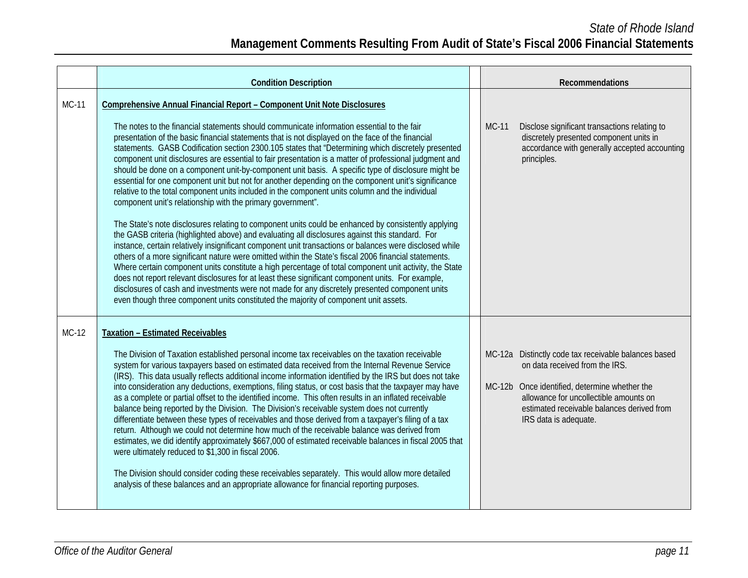| | Condition Description | Recommendations |
|---|---|---|
| MC-11 | **Comprehensive Annual Financial Report – Component Unit Note Disclosures**<br><br>The notes to the financial statements should communicate information essential to the fair presentation of the basic financial statements that is not displayed on the face of the financial statements. GASB Codification section 2300.105 states that "Determining which discretely presented component unit disclosures are essential to fair presentation is a matter of professional judgment and should be done on a component unit-by-component unit basis. A specific type of disclosure might be essential for one component unit but not for another depending on the component unit's significance relative to the total component units included in the component units column and the individual component unit's relationship with the primary government".<br><br>The State's note disclosures relating to component units could be enhanced by consistently applying the GASB criteria (highlighted above) and evaluating all disclosures against this standard. For instance, certain relatively insignificant component unit transactions or balances were disclosed while others of a more significant nature were omitted within the State's fiscal 2006 financial statements. Where certain component units constitute a high percentage of total component unit activity, the State does not report relevant disclosures for at least these significant component units. For example, disclosures of cash and investments were not made for any discretely presented component units even though three component units constituted the majority of component unit assets. | MC-11 Disclose significant transactions relating to discretely presented component units in accordance with generally accepted accounting principles. |
| MC-12 | **Taxation – Estimated Receivables**<br><br>The Division of Taxation established personal income tax receivables on the taxation receivable system for various taxpayers based on estimated data received from the Internal Revenue Service (IRS). This data usually reflects additional income information identified by the IRS but does not take into consideration any deductions, exemptions, filing status, or cost basis that the taxpayer may have as a complete or partial offset to the identified income. This often results in an inflated receivable balance being reported by the Division. The Division's receivable system does not currently differentiate between these types of receivables and those derived from a taxpayer's filing of a tax return. Although we could not determine how much of the receivable balance was derived from estimates, we did identify approximately $667,000 of estimated receivable balances in fiscal 2005 that were ultimately reduced to $1,300 in fiscal 2006.<br><br>The Division should consider coding these receivables separately. This would allow more detailed analysis of these balances and an appropriate allowance for financial reporting purposes. | MC-12a Distinctly code tax receivable balances based on data received from the IRS.<br><br>MC-12b Once identified, determine whether the allowance for uncollectible amounts on estimated receivable balances derived from IRS data is adequate. |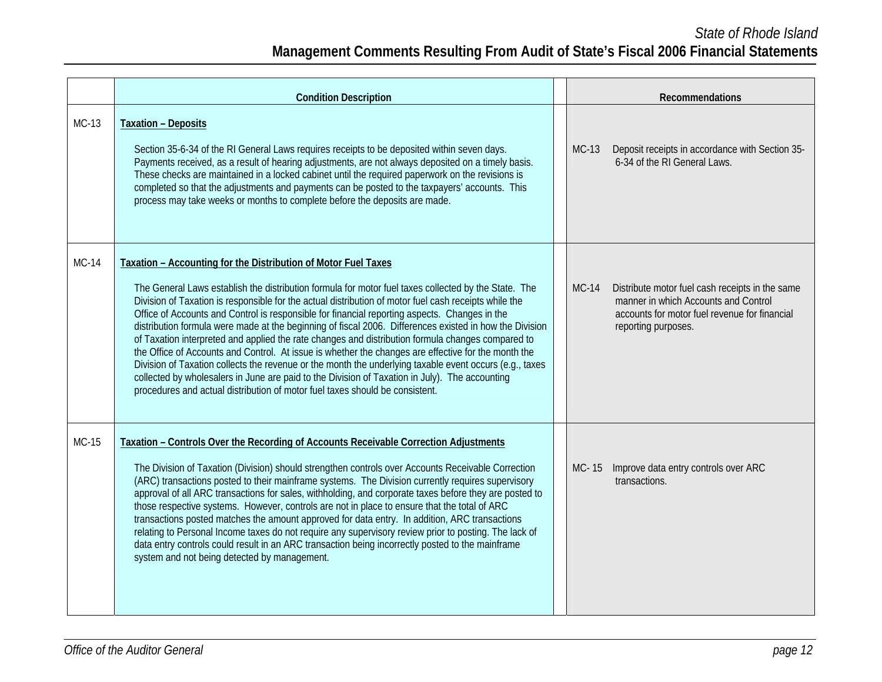| | Condition Description | Recommendations |
|---|---|---|
| MC-13 | **Taxation – Deposits**<br><br>Section 35-6-34 of the RI General Laws requires receipts to be deposited within seven days. Payments received, as a result of hearing adjustments, are not always deposited on a timely basis. These checks are maintained in a locked cabinet until the required paperwork on the revisions is completed so that the adjustments and payments can be posted to the taxpayers' accounts. This process may take weeks or months to complete before the deposits are made. | MC-13 Deposit receipts in accordance with Section 35-6-34 of the RI General Laws. |
| MC-14 | **Taxation – Accounting for the Distribution of Motor Fuel Taxes**<br><br>The General Laws establish the distribution formula for motor fuel taxes collected by the State. The Division of Taxation is responsible for the actual distribution of motor fuel cash receipts while the Office of Accounts and Control is responsible for financial reporting aspects. Changes in the distribution formula were made at the beginning of fiscal 2006. Differences existed in how the Division of Taxation interpreted and applied the rate changes and distribution formula changes compared to the Office of Accounts and Control. At issue is whether the changes are effective for the month the Division of Taxation collects the revenue or the month the underlying taxable event occurs (e.g., taxes collected by wholesalers in June are paid to the Division of Taxation in July). The accounting procedures and actual distribution of motor fuel taxes should be consistent. | MC-14 Distribute motor fuel cash receipts in the same manner in which Accounts and Control accounts for motor fuel revenue for financial reporting purposes. |
| MC-15 | **Taxation – Controls Over the Recording of Accounts Receivable Correction Adjustments**<br><br>The Division of Taxation (Division) should strengthen controls over Accounts Receivable Correction (ARC) transactions posted to their mainframe systems. The Division currently requires supervisory approval of all ARC transactions for sales, withholding, and corporate taxes before they are posted to those respective systems. However, controls are not in place to ensure that the total of ARC transactions posted matches the amount approved for data entry. In addition, ARC transactions relating to Personal Income taxes do not require any supervisory review prior to posting. The lack of data entry controls could result in an ARC transaction being incorrectly posted to the mainframe system and not being detected by management. | MC- 15 Improve data entry controls over ARC transactions. |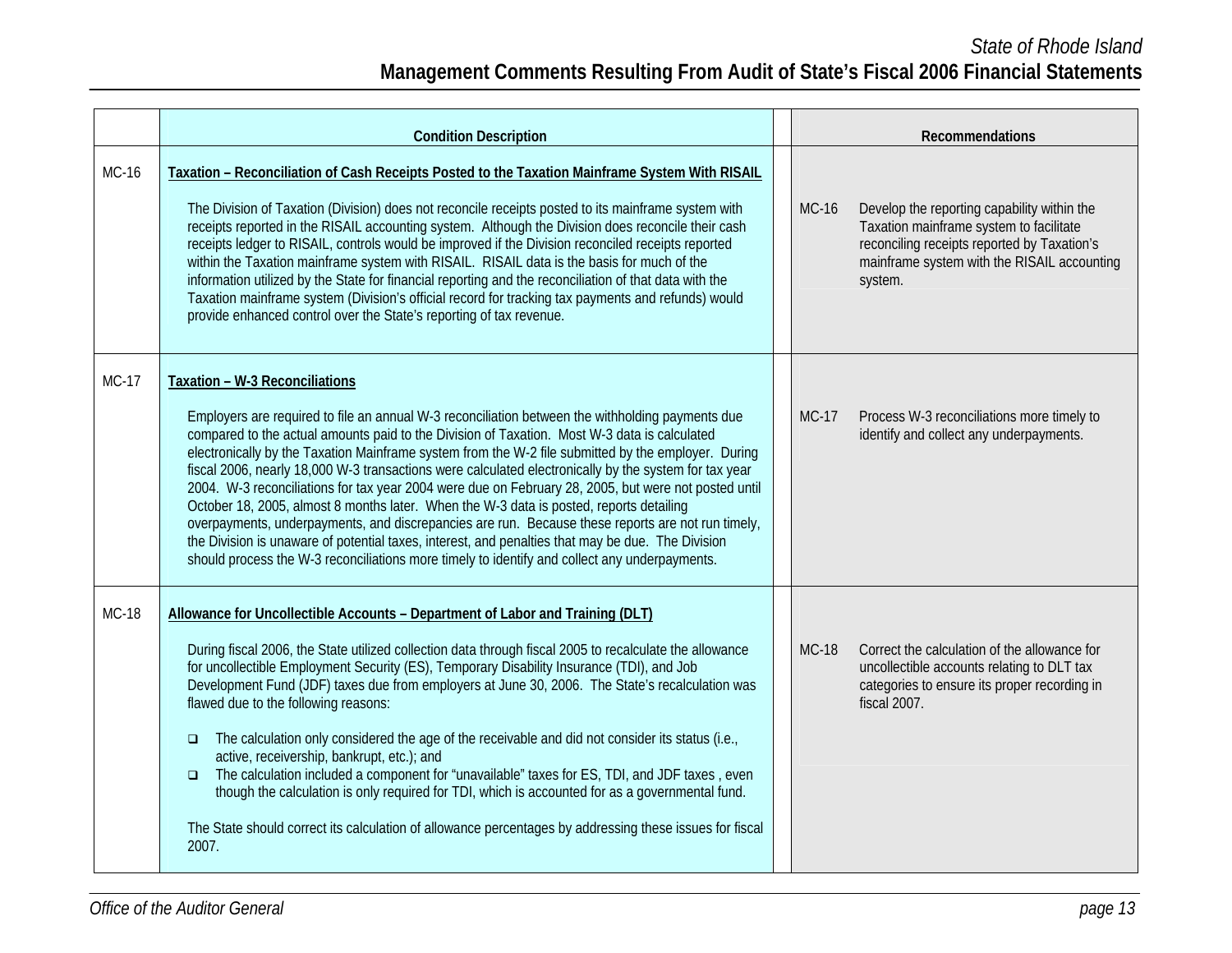| | Condition Description | | Recommendations |
|---|---|---|---|
| MC-16 | **Taxation – Reconciliation of Cash Receipts Posted to the Taxation Mainframe System With RISAIL**<br><br>The Division of Taxation (Division) does not reconcile receipts posted to its mainframe system with receipts reported in the RISAIL accounting system. Although the Division does reconcile their cash receipts ledger to RISAIL, controls would be improved if the Division reconciled receipts reported within the Taxation mainframe system with RISAIL. RISAIL data is the basis for much of the information utilized by the State for financial reporting and the reconciliation of that data with the Taxation mainframe system (Division's official record for tracking tax payments and refunds) would provide enhanced control over the State's reporting of tax revenue. | | MC-16 Develop the reporting capability within the Taxation mainframe system to facilitate reconciling receipts reported by Taxation's mainframe system with the RISAIL accounting system. |
| MC-17 | **Taxation – W-3 Reconciliations**<br><br>Employers are required to file an annual W-3 reconciliation between the withholding payments due compared to the actual amounts paid to the Division of Taxation. Most W-3 data is calculated electronically by the Taxation Mainframe system from the W-2 file submitted by the employer. During fiscal 2006, nearly 18,000 W-3 transactions were calculated electronically by the system for tax year 2004. W-3 reconciliations for tax year 2004 were due on February 28, 2005, but were not posted until October 18, 2005, almost 8 months later. When the W-3 data is posted, reports detailing overpayments, underpayments, and discrepancies are run. Because these reports are not run timely, the Division is unaware of potential taxes, interest, and penalties that may be due. The Division should process the W-3 reconciliations more timely to identify and collect any underpayments. | | MC-17 Process W-3 reconciliations more timely to identify and collect any underpayments. |
| MC-18 | **Allowance for Uncollectible Accounts – Department of Labor and Training (DLT)**<br><br>During fiscal 2006, the State utilized collection data through fiscal 2005 to recalculate the allowance for uncollectible Employment Security (ES), Temporary Disability Insurance (TDI), and Job Development Fund (JDF) taxes due from employers at June 30, 2006. The State's recalculation was flawed due to the following reasons:<br><br>- The calculation only considered the age of the receivable and did not consider its status (i.e., active, receivership, bankrupt, etc.); and<br>- The calculation included a component for "unavailable" taxes for ES, TDI, and JDF taxes , even though the calculation is only required for TDI, which is accounted for as a governmental fund.<br><br>The State should correct its calculation of allowance percentages by addressing these issues for fiscal 2007. | | MC-18 Correct the calculation of the allowance for uncollectible accounts relating to DLT tax categories to ensure its proper recording in fiscal 2007. |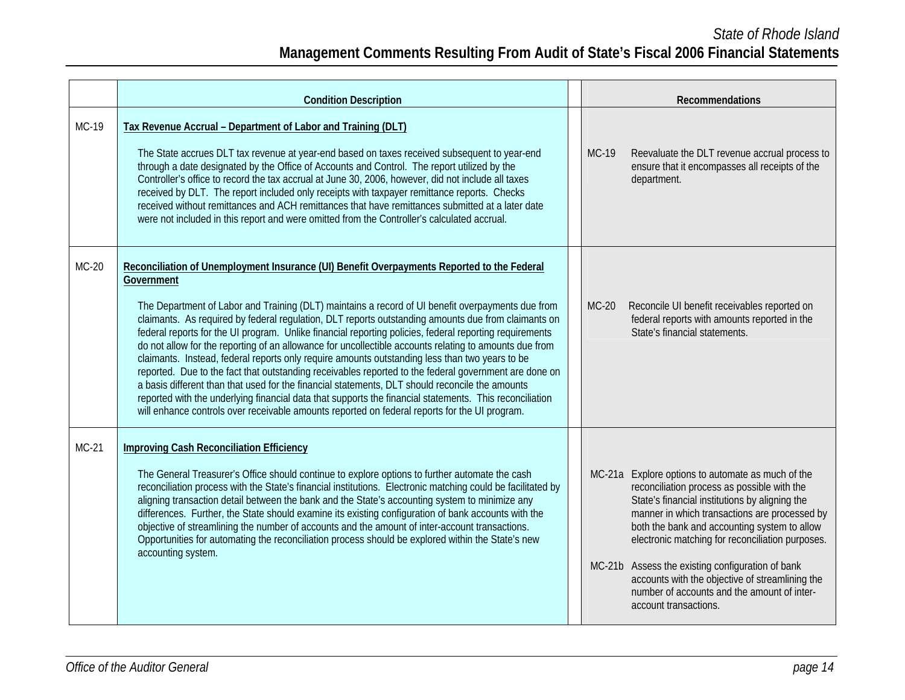| | Condition Description | | Recommendations |
|---|---|---|---|
| MC-19 | **Tax Revenue Accrual – Department of Labor and Training (DLT)**<br><br>The State accrues DLT tax revenue at year-end based on taxes received subsequent to year-end through a date designated by the Office of Accounts and Control. The report utilized by the Controller's office to record the tax accrual at June 30, 2006, however, did not include all taxes received by DLT. The report included only receipts with taxpayer remittance reports. Checks received without remittances and ACH remittances that have remittances submitted at a later date were not included in this report and were omitted from the Controller's calculated accrual. | | MC-19 Reevaluate the DLT revenue accrual process to ensure that it encompasses all receipts of the department. |
| MC-20 | **Reconciliation of Unemployment Insurance (UI) Benefit Overpayments Reported to the Federal Government**<br><br>The Department of Labor and Training (DLT) maintains a record of UI benefit overpayments due from claimants. As required by federal regulation, DLT reports outstanding amounts due from claimants on federal reports for the UI program. Unlike financial reporting policies, federal reporting requirements do not allow for the reporting of an allowance for uncollectible accounts relating to amounts due from claimants. Instead, federal reports only require amounts outstanding less than two years to be reported. Due to the fact that outstanding receivables reported to the federal government are done on a basis different than that used for the financial statements, DLT should reconcile the amounts reported with the underlying financial data that supports the financial statements. This reconciliation will enhance controls over receivable amounts reported on federal reports for the UI program. | | MC-20 Reconcile UI benefit receivables reported on federal reports with amounts reported in the State's financial statements. |
| MC-21 | **Improving Cash Reconciliation Efficiency**<br><br>The General Treasurer's Office should continue to explore options to further automate the cash reconciliation process with the State's financial institutions. Electronic matching could be facilitated by aligning transaction detail between the bank and the State's accounting system to minimize any differences. Further, the State should examine its existing configuration of bank accounts with the objective of streamlining the number of accounts and the amount of inter-account transactions. Opportunities for automating the reconciliation process should be explored within the State's new accounting system. | | MC-21a Explore options to automate as much of the reconciliation process as possible with the State's financial institutions by aligning the manner in which transactions are processed by both the bank and accounting system to allow electronic matching for reconciliation purposes.<br><br>MC-21b Assess the existing configuration of bank accounts with the objective of streamlining the number of accounts and the amount of inter-account transactions. |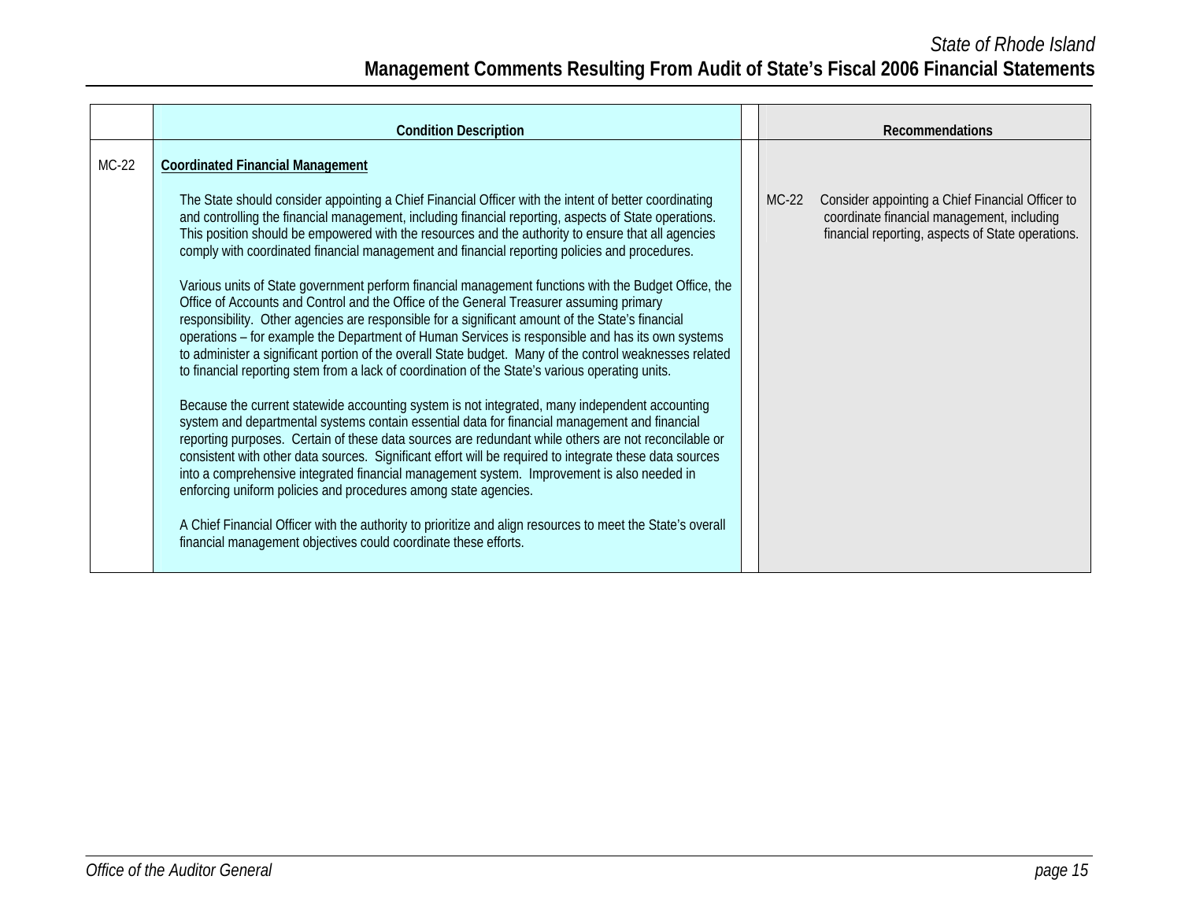| | Condition Description | Recommendations |
|---|---|---|
| MC-22 | **<u>Coordinated Financial Management</u>**<br><br>The State should consider appointing a Chief Financial Officer with the intent of better coordinating and controlling the financial management, including financial reporting, aspects of State operations. This position should be empowered with the resources and the authority to ensure that all agencies comply with coordinated financial management and financial reporting policies and procedures.<br><br>Various units of State government perform financial management functions with the Budget Office, the Office of Accounts and Control and the Office of the General Treasurer assuming primary responsibility. Other agencies are responsible for a significant amount of the State's financial operations – for example the Department of Human Services is responsible and has its own systems to administer a significant portion of the overall State budget. Many of the control weaknesses related to financial reporting stem from a lack of coordination of the State's various operating units.<br><br>Because the current statewide accounting system is not integrated, many independent accounting system and departmental systems contain essential data for financial management and financial reporting purposes. Certain of these data sources are redundant while others are not reconcilable or consistent with other data sources. Significant effort will be required to integrate these data sources into a comprehensive integrated financial management system. Improvement is also needed in enforcing uniform policies and procedures among state agencies.<br><br>A Chief Financial Officer with the authority to prioritize and align resources to meet the State's overall financial management objectives could coordinate these efforts. | MC-22 Consider appointing a Chief Financial Officer to coordinate financial management, including financial reporting, aspects of State operations. |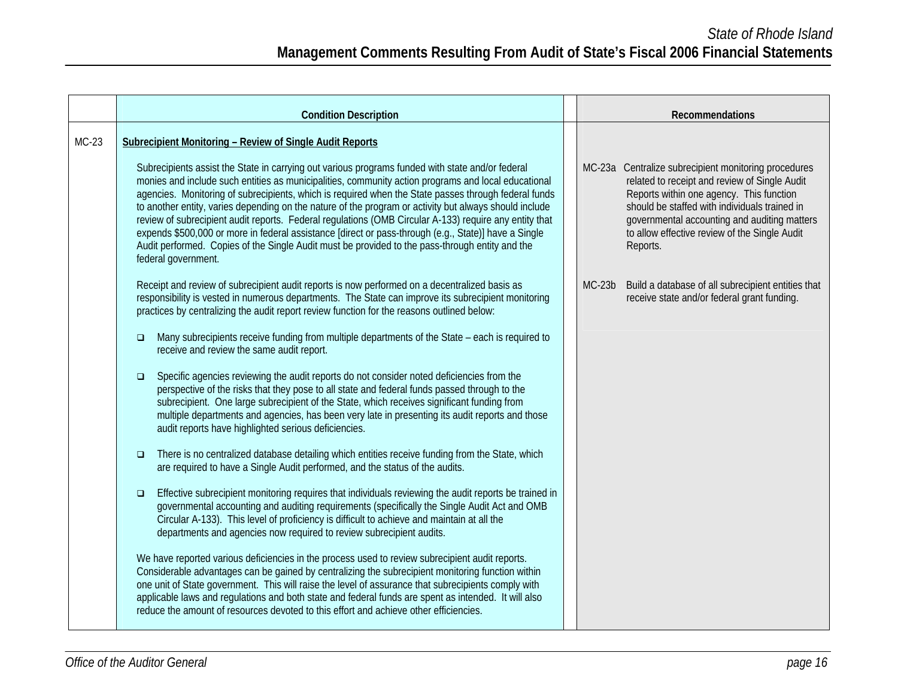| | Condition Description | Recommendations |
|---|---|---|
| MC-23 | **Subrecipient Monitoring – Review of Single Audit Reports** | |
| | Subrecipients assist the State in carrying out various programs funded with state and/or federal monies and include such entities as municipalities, community action programs and local educational agencies. Monitoring of subrecipients, which is required when the State passes through federal funds to another entity, varies depending on the nature of the program or activity but always should include review of subrecipient audit reports. Federal regulations (OMB Circular A-133) require any entity that expends $500,000 or more in federal assistance [direct or pass-through (e.g., State)] have a Single Audit performed. Copies of the Single Audit must be provided to the pass-through entity and the federal government. | MC-23a Centralize subrecipient monitoring procedures related to receipt and review of Single Audit Reports within one agency. This function should be staffed with individuals trained in governmental accounting and auditing matters to allow effective review of the Single Audit Reports. |
| | Receipt and review of subrecipient audit reports is now performed on a decentralized basis as responsibility is vested in numerous departments. The State can improve its subrecipient monitoring practices by centralizing the audit report review function for the reasons outlined below:<br><br>- Many subrecipients receive funding from multiple departments of the State – each is required to receive and review the same audit report.<br>- Specific agencies reviewing the audit reports do not consider noted deficiencies from the perspective of the risks that they pose to all state and federal funds passed through to the subrecipient. One large subrecipient of the State, which receives significant funding from multiple departments and agencies, has been very late in presenting its audit reports and those audit reports have highlighted serious deficiencies.<br>- There is no centralized database detailing which entities receive funding from the State, which are required to have a Single Audit performed, and the status of the audits.<br>- Effective subrecipient monitoring requires that individuals reviewing the audit reports be trained in governmental accounting and auditing requirements (specifically the Single Audit Act and OMB Circular A-133). This level of proficiency is difficult to achieve and maintain at all the departments and agencies now required to review subrecipient audits. | MC-23b Build a database of all subrecipient entities that receive state and/or federal grant funding. |
| | We have reported various deficiencies in the process used to review subrecipient audit reports. Considerable advantages can be gained by centralizing the subrecipient monitoring function within one unit of State government. This will raise the level of assurance that subrecipients comply with applicable laws and regulations and both state and federal funds are spent as intended. It will also reduce the amount of resources devoted to this effort and achieve other efficiencies. | |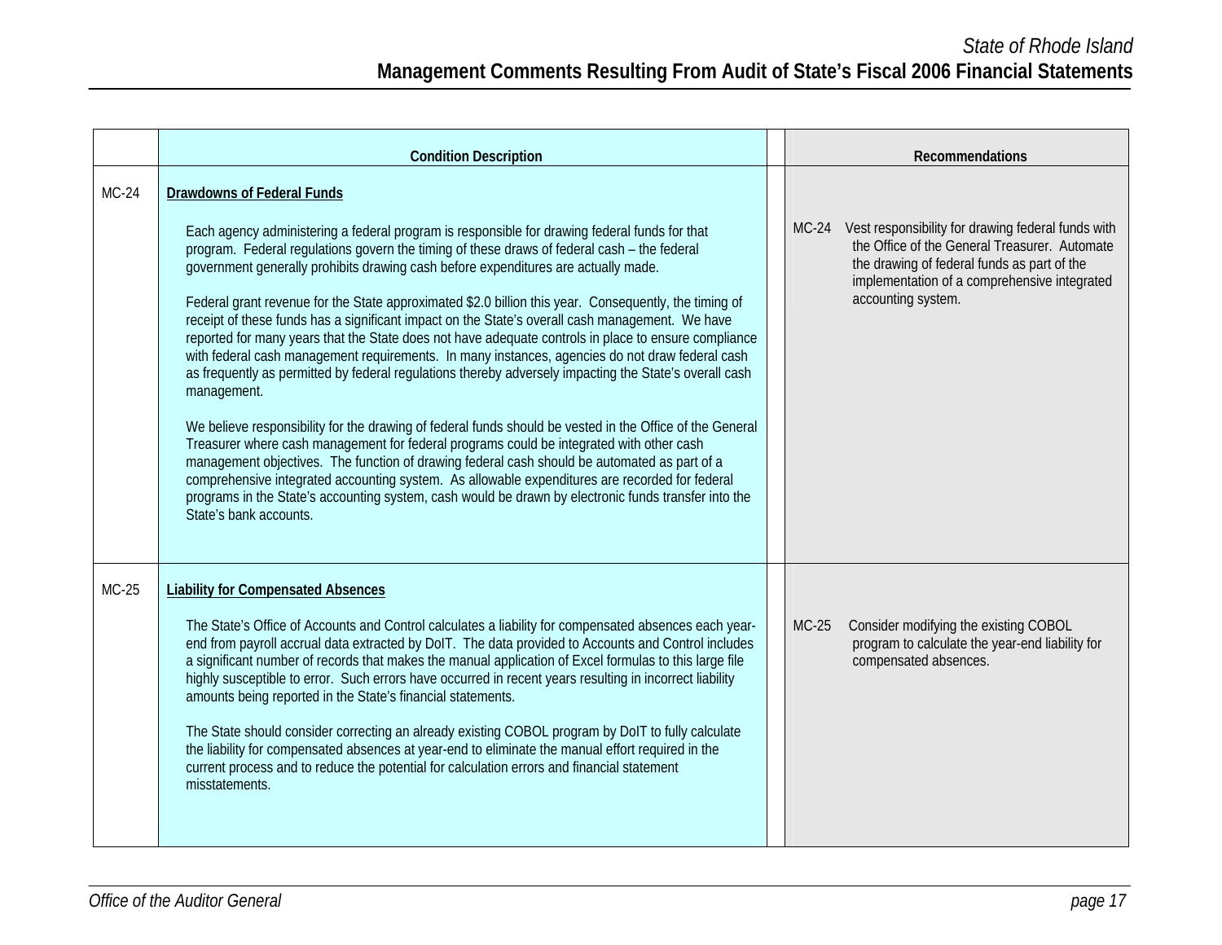| | Condition Description | Recommendations |
|---|---|---|
| MC-24 | **Drawdowns of Federal Funds**<br><br>Each agency administering a federal program is responsible for drawing federal funds for that program. Federal regulations govern the timing of these draws of federal cash – the federal government generally prohibits drawing cash before expenditures are actually made.<br><br>Federal grant revenue for the State approximated $2.0 billion this year. Consequently, the timing of receipt of these funds has a significant impact on the State's overall cash management. We have reported for many years that the State does not have adequate controls in place to ensure compliance with federal cash management requirements. In many instances, agencies do not draw federal cash as frequently as permitted by federal regulations thereby adversely impacting the State's overall cash management.<br><br>We believe responsibility for the drawing of federal funds should be vested in the Office of the General Treasurer where cash management for federal programs could be integrated with other cash management objectives. The function of drawing federal cash should be automated as part of a comprehensive integrated accounting system. As allowable expenditures are recorded for federal programs in the State's accounting system, cash would be drawn by electronic funds transfer into the State's bank accounts. | MC-24 Vest responsibility for drawing federal funds with the Office of the General Treasurer. Automate the drawing of federal funds as part of the implementation of a comprehensive integrated accounting system. |
| MC-25 | **Liability for Compensated Absences**<br><br>The State's Office of Accounts and Control calculates a liability for compensated absences each year-end from payroll accrual data extracted by DoIT. The data provided to Accounts and Control includes a significant number of records that makes the manual application of Excel formulas to this large file highly susceptible to error. Such errors have occurred in recent years resulting in incorrect liability amounts being reported in the State's financial statements.<br><br>The State should consider correcting an already existing COBOL program by DoIT to fully calculate the liability for compensated absences at year-end to eliminate the manual effort required in the current process and to reduce the potential for calculation errors and financial statement misstatements. | MC-25 Consider modifying the existing COBOL program to calculate the year-end liability for compensated absences. |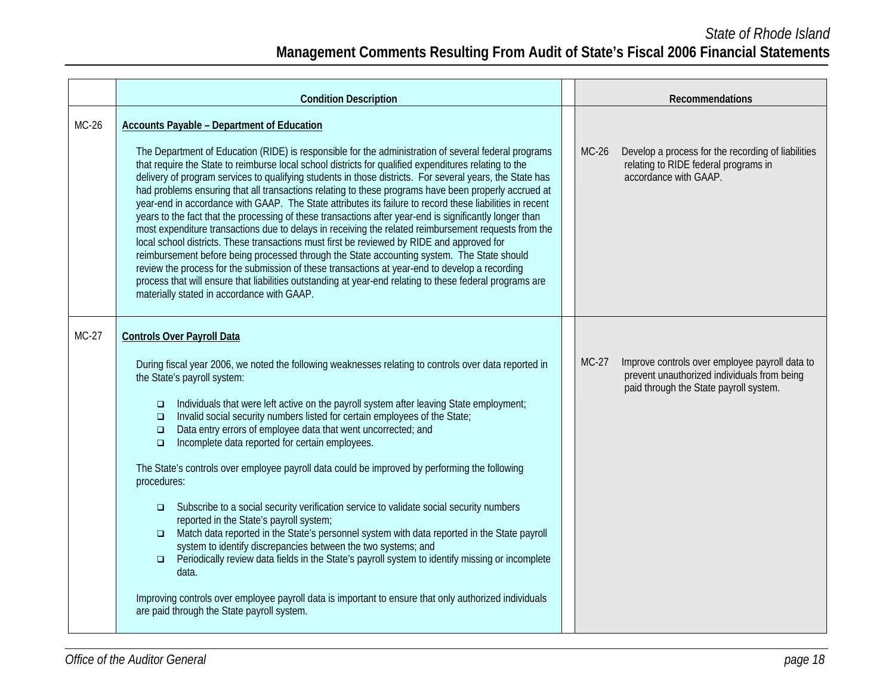| | Condition Description | Recommendations |
|---|---|---|
| MC-26 | **Accounts Payable – Department of Education**<br><br>The Department of Education (RIDE) is responsible for the administration of several federal programs that require the State to reimburse local school districts for qualified expenditures relating to the delivery of program services to qualifying students in those districts. For several years, the State has had problems ensuring that all transactions relating to these programs have been properly accrued at year-end in accordance with GAAP. The State attributes its failure to record these liabilities in recent years to the fact that the processing of these transactions after year-end is significantly longer than most expenditure transactions due to delays in receiving the related reimbursement requests from the local school districts. These transactions must first be reviewed by RIDE and approved for reimbursement before being processed through the State accounting system. The State should review the process for the submission of these transactions at year-end to develop a recording process that will ensure that liabilities outstanding at year-end relating to these federal programs are materially stated in accordance with GAAP. | MC-26 Develop a process for the recording of liabilities relating to RIDE federal programs in accordance with GAAP. |
| MC-27 | **Controls Over Payroll Data**<br><br>During fiscal year 2006, we noted the following weaknesses relating to controls over data reported in the State's payroll system:<br><br>- Individuals that were left active on the payroll system after leaving State employment;<br>- Invalid social security numbers listed for certain employees of the State;<br>- Data entry errors of employee data that went uncorrected; and<br>- Incomplete data reported for certain employees.<br><br>The State's controls over employee payroll data could be improved by performing the following procedures:<br><br>- Subscribe to a social security verification service to validate social security numbers reported in the State's payroll system;<br>- Match data reported in the State's personnel system with data reported in the State payroll system to identify discrepancies between the two systems; and<br>- Periodically review data fields in the State's payroll system to identify missing or incomplete data.<br><br>Improving controls over employee payroll data is important to ensure that only authorized individuals are paid through the State payroll system. | MC-27 Improve controls over employee payroll data to prevent unauthorized individuals from being paid through the State payroll system. |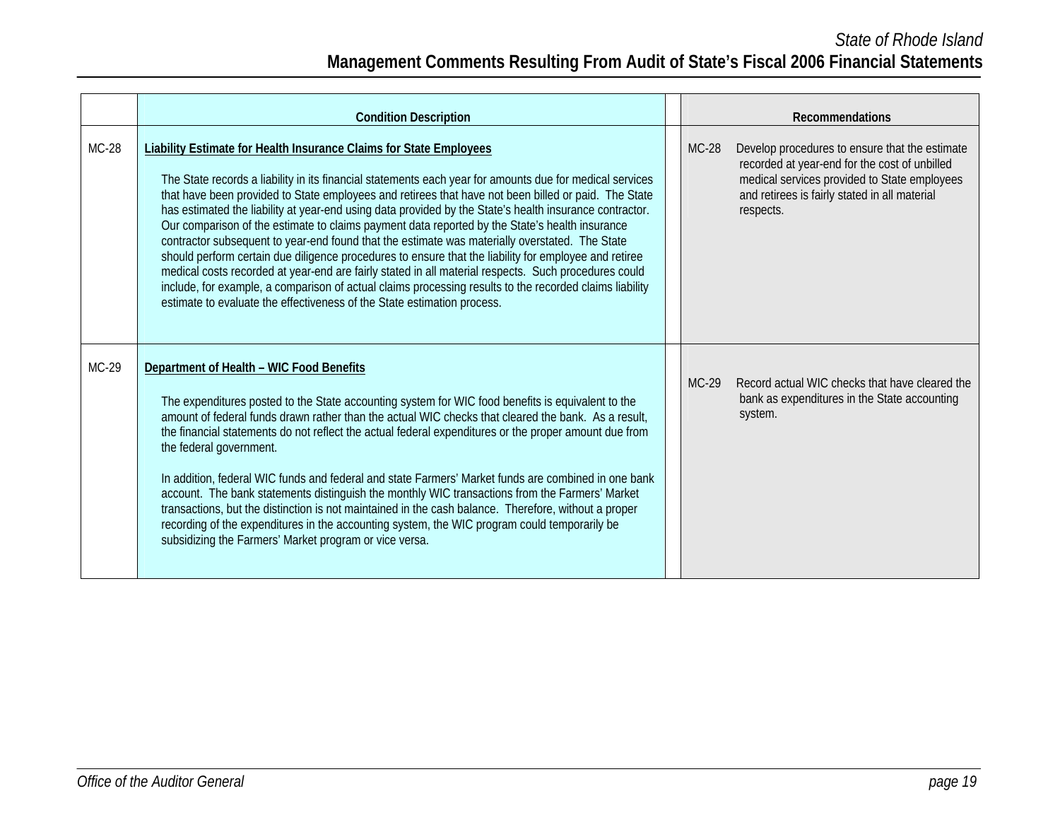| | Condition Description | Recommendations |
|---|---|---|
| MC-28 | **Liability Estimate for Health Insurance Claims for State Employees**<br><br>The State records a liability in its financial statements each year for amounts due for medical services that have been provided to State employees and retirees that have not been billed or paid. The State has estimated the liability at year-end using data provided by the State's health insurance contractor. Our comparison of the estimate to claims payment data reported by the State's health insurance contractor subsequent to year-end found that the estimate was materially overstated. The State should perform certain due diligence procedures to ensure that the liability for employee and retiree medical costs recorded at year-end are fairly stated in all material respects. Such procedures could include, for example, a comparison of actual claims processing results to the recorded claims liability estimate to evaluate the effectiveness of the State estimation process. | MC-28 Develop procedures to ensure that the estimate recorded at year-end for the cost of unbilled medical services provided to State employees and retirees is fairly stated in all material respects. |
| MC-29 | **Department of Health – WIC Food Benefits**<br><br>The expenditures posted to the State accounting system for WIC food benefits is equivalent to the amount of federal funds drawn rather than the actual WIC checks that cleared the bank. As a result, the financial statements do not reflect the actual federal expenditures or the proper amount due from the federal government.<br><br>In addition, federal WIC funds and federal and state Farmers' Market funds are combined in one bank account. The bank statements distinguish the monthly WIC transactions from the Farmers' Market transactions, but the distinction is not maintained in the cash balance. Therefore, without a proper recording of the expenditures in the accounting system, the WIC program could temporarily be subsidizing the Farmers' Market program or vice versa. | MC-29 Record actual WIC checks that have cleared the bank as expenditures in the State accounting system. |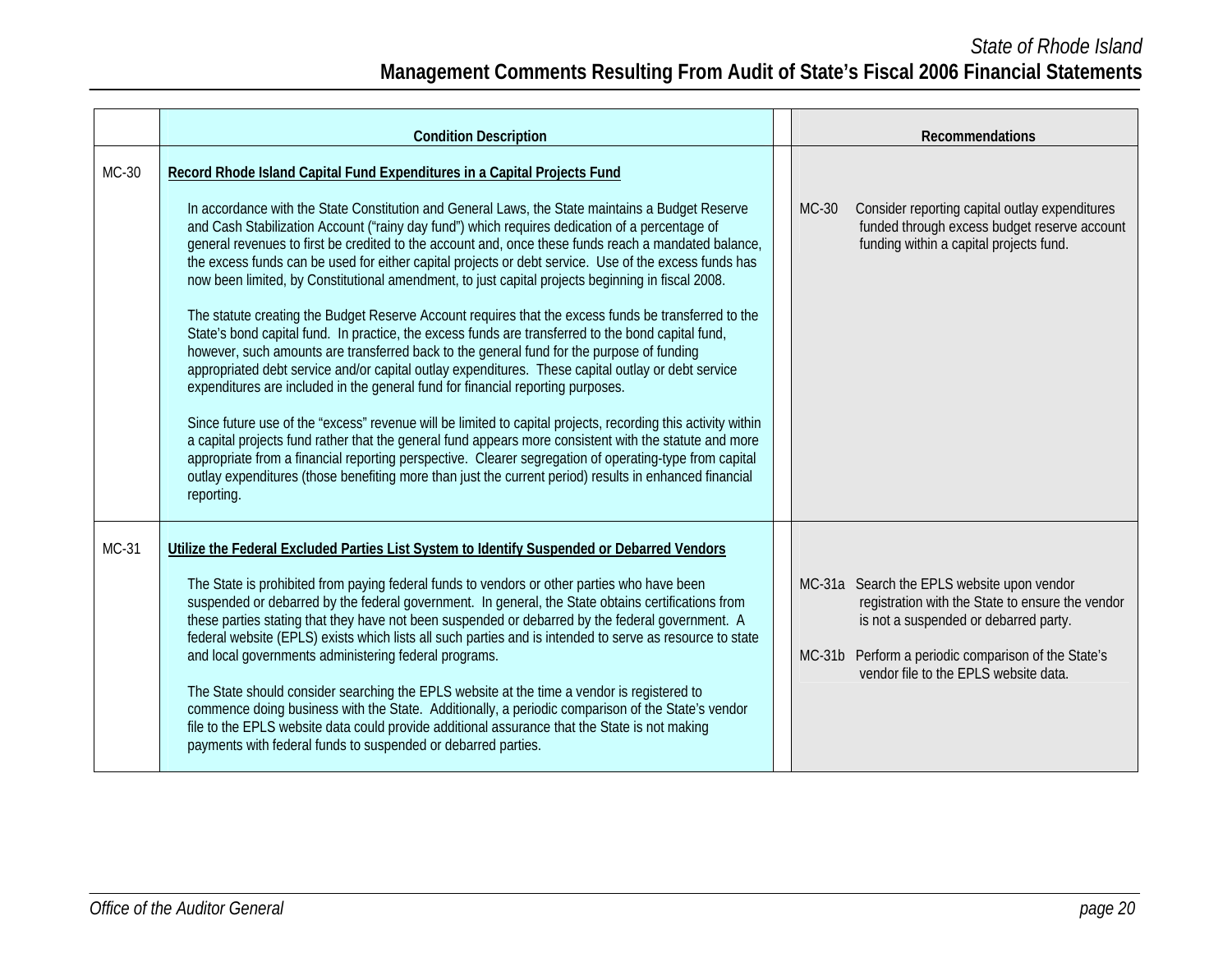| | Condition Description | Recommendations |
|---|---|---|
| MC-30 | **Record Rhode Island Capital Fund Expenditures in a Capital Projects Fund**<br><br>In accordance with the State Constitution and General Laws, the State maintains a Budget Reserve and Cash Stabilization Account ("rainy day fund") which requires dedication of a percentage of general revenues to first be credited to the account and, once these funds reach a mandated balance, the excess funds can be used for either capital projects or debt service. Use of the excess funds has now been limited, by Constitutional amendment, to just capital projects beginning in fiscal 2008.<br><br>The statute creating the Budget Reserve Account requires that the excess funds be transferred to the State's bond capital fund. In practice, the excess funds are transferred to the bond capital fund, however, such amounts are transferred back to the general fund for the purpose of funding appropriated debt service and/or capital outlay expenditures. These capital outlay or debt service expenditures are included in the general fund for financial reporting purposes.<br><br>Since future use of the "excess" revenue will be limited to capital projects, recording this activity within a capital projects fund rather that the general fund appears more consistent with the statute and more appropriate from a financial reporting perspective. Clearer segregation of operating-type from capital outlay expenditures (those benefiting more than just the current period) results in enhanced financial reporting. | MC-30 Consider reporting capital outlay expenditures funded through excess budget reserve account funding within a capital projects fund. |
| MC-31 | **Utilize the Federal Excluded Parties List System to Identify Suspended or Debarred Vendors**<br><br>The State is prohibited from paying federal funds to vendors or other parties who have been suspended or debarred by the federal government. In general, the State obtains certifications from these parties stating that they have not been suspended or debarred by the federal government. A federal website (EPLS) exists which lists all such parties and is intended to serve as resource to state and local governments administering federal programs.<br><br>The State should consider searching the EPLS website at the time a vendor is registered to commence doing business with the State. Additionally, a periodic comparison of the State's vendor file to the EPLS website data could provide additional assurance that the State is not making payments with federal funds to suspended or debarred parties. | MC-31a Search the EPLS website upon vendor registration with the State to ensure the vendor is not a suspended or debarred party.<br><br>MC-31b Perform a periodic comparison of the State's vendor file to the EPLS website data. |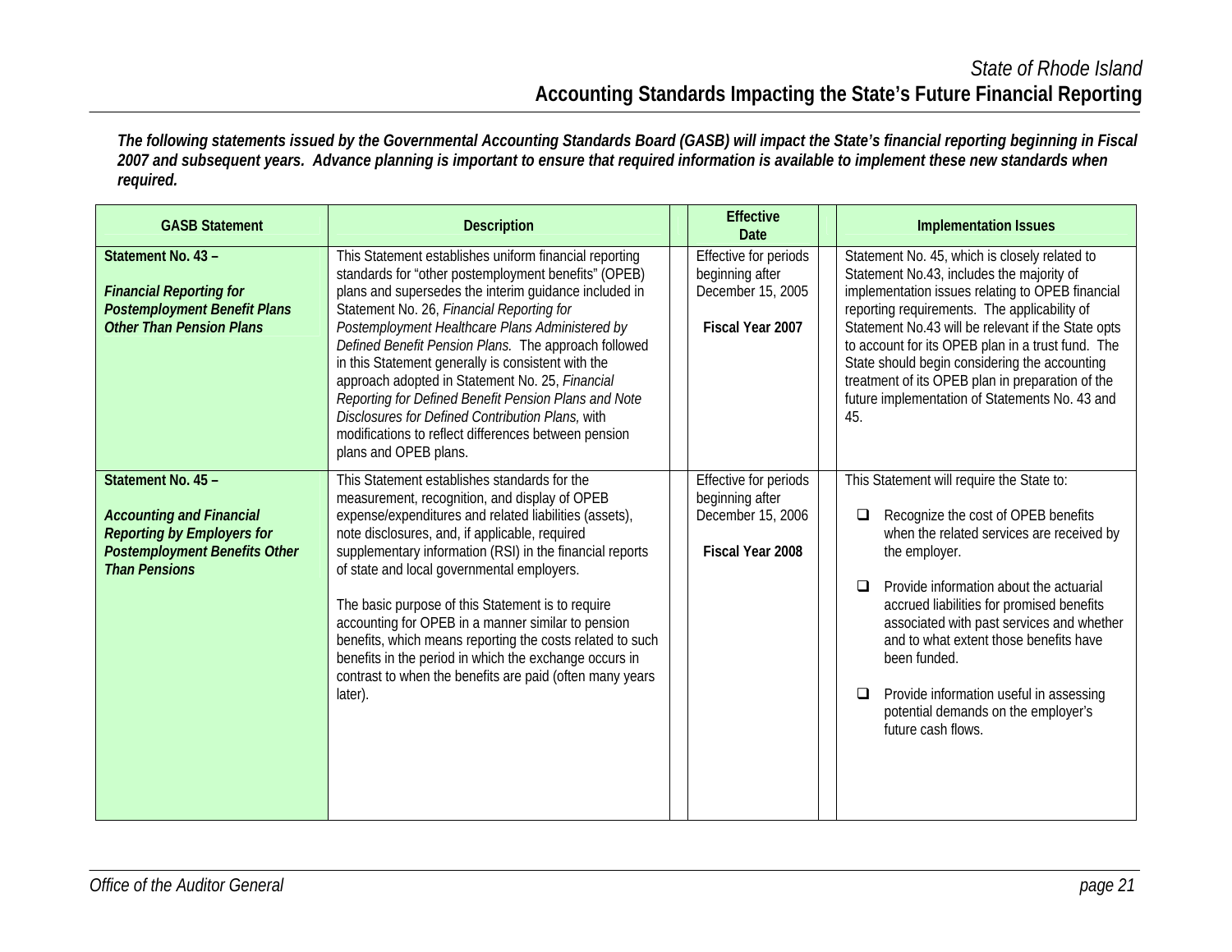## State of Rhode Island

## Accounting Standards Impacting the State's Future Financial Reporting

***The following statements issued by the Governmental Accounting Standards Board (GASB) will impact the State's financial reporting beginning in Fiscal 2007 and subsequent years. Advance planning is important to ensure that required information is available to implement these new standards when required.***

| GASB Statement | Description | Effective Date | Implementation Issues |
|---|---|---|---|
| **Statement No. 43 –**<br><br>***Financial Reporting for Postemployment Benefit Plans Other Than Pension Plans*** | This Statement establishes uniform financial reporting standards for "other postemployment benefits" (OPEB) plans and supersedes the interim guidance included in Statement No. 26, *Financial Reporting for Postemployment Healthcare Plans Administered by Defined Benefit Pension Plans.* The approach followed in this Statement generally is consistent with the approach adopted in Statement No. 25, *Financial Reporting for Defined Benefit Pension Plans and Note Disclosures for Defined Contribution Plans,* with modifications to reflect differences between pension plans and OPEB plans. | Effective for periods beginning after December 15, 2005<br><br>**Fiscal Year 2007** | Statement No. 45, which is closely related to Statement No.43, includes the majority of implementation issues relating to OPEB financial reporting requirements. The applicability of Statement No.43 will be relevant if the State opts to account for its OPEB plan in a trust fund. The State should begin considering the accounting treatment of its OPEB plan in preparation of the future implementation of Statements No. 43 and 45. |
| **Statement No. 45 –**<br><br>***Accounting and Financial Reporting by Employers for Postemployment Benefits Other Than Pensions*** | This Statement establishes standards for the measurement, recognition, and display of OPEB expense/expenditures and related liabilities (assets), note disclosures, and, if applicable, required supplementary information (RSI) in the financial reports of state and local governmental employers.<br><br>The basic purpose of this Statement is to require accounting for OPEB in a manner similar to pension benefits, which means reporting the costs related to such benefits in the period in which the exchange occurs in contrast to when the benefits are paid (often many years later). | Effective for periods beginning after December 15, 2006<br><br>**Fiscal Year 2008** | This Statement will require the State to:<br><br>❑ Recognize the cost of OPEB benefits when the related services are received by the employer.<br><br>❑ Provide information about the actuarial accrued liabilities for promised benefits associated with past services and whether and to what extent those benefits have been funded.<br><br>❑ Provide information useful in assessing potential demands on the employer's future cash flows. |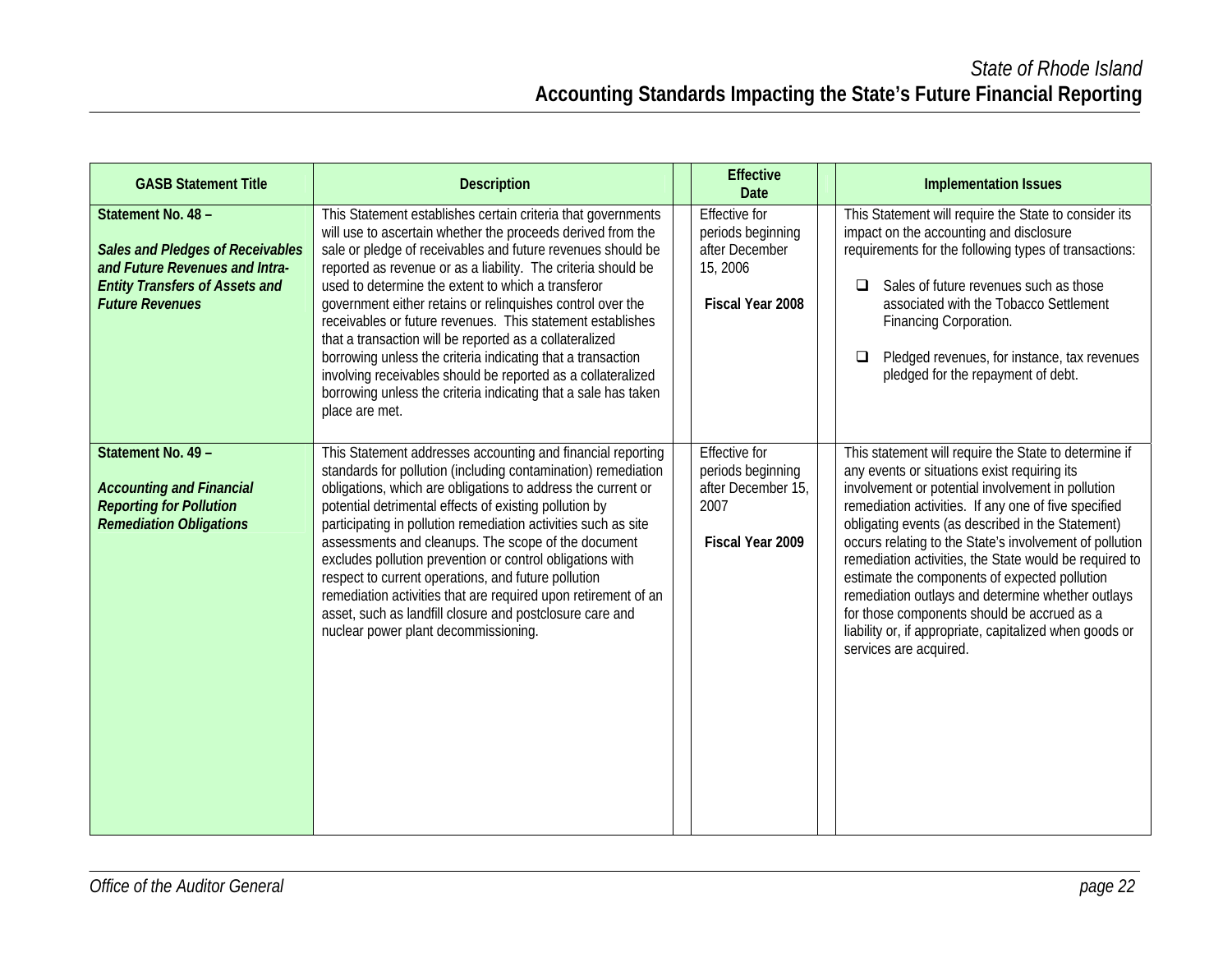| GASB Statement Title | Description | Effective Date | Implementation Issues |
|---|---|---|---|
| **Statement No. 48 –** <br><br> ***Sales and Pledges of Receivables and Future Revenues and Intra-Entity Transfers of Assets and Future Revenues*** | This Statement establishes certain criteria that governments will use to ascertain whether the proceeds derived from the sale or pledge of receivables and future revenues should be reported as revenue or as a liability. The criteria should be used to determine the extent to which a transferor government either retains or relinquishes control over the receivables or future revenues. This statement establishes that a transaction will be reported as a collateralized borrowing unless the criteria indicating that a transaction involving receivables should be reported as a collateralized borrowing unless the criteria indicating that a sale has taken place are met. | Effective for periods beginning after December 15, 2006 <br><br> **Fiscal Year 2008** | This Statement will require the State to consider its impact on the accounting and disclosure requirements for the following types of transactions: <br><br> ❑ Sales of future revenues such as those associated with the Tobacco Settlement Financing Corporation. <br><br> ❑ Pledged revenues, for instance, tax revenues pledged for the repayment of debt. |
| **Statement No. 49 –** <br><br> ***Accounting and Financial Reporting for Pollution Remediation Obligations*** | This Statement addresses accounting and financial reporting standards for pollution (including contamination) remediation obligations, which are obligations to address the current or potential detrimental effects of existing pollution by participating in pollution remediation activities such as site assessments and cleanups. The scope of the document excludes pollution prevention or control obligations with respect to current operations, and future pollution remediation activities that are required upon retirement of an asset, such as landfill closure and postclosure care and nuclear power plant decommissioning. | Effective for periods beginning after December 15, 2007 <br><br> **Fiscal Year 2009** | This statement will require the State to determine if any events or situations exist requiring its involvement or potential involvement in pollution remediation activities. If any one of five specified obligating events (as described in the Statement) occurs relating to the State's involvement of pollution remediation activities, the State would be required to estimate the components of expected pollution remediation outlays and determine whether outlays for those components should be accrued as a liability or, if appropriate, capitalized when goods or services are acquired. |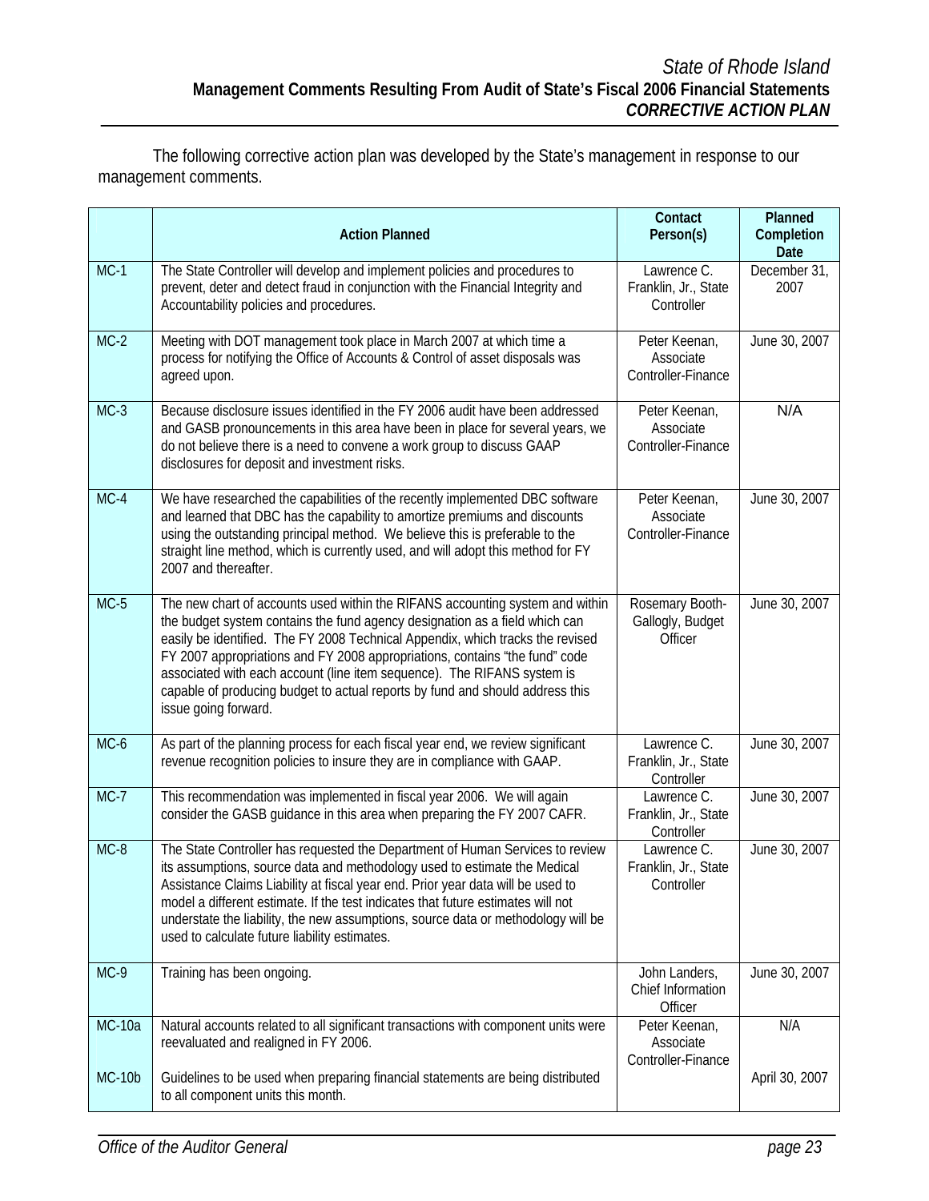The following corrective action plan was developed by the State's management in response to our management comments.

| | Action Planned | Contact Person(s) | Planned Completion Date |
|---|---|---|---|
| MC-1 | The State Controller will develop and implement policies and procedures to prevent, deter and detect fraud in conjunction with the Financial Integrity and Accountability policies and procedures. | Lawrence C. Franklin, Jr., State Controller | December 31, 2007 |
| MC-2 | Meeting with DOT management took place in March 2007 at which time a process for notifying the Office of Accounts & Control of asset disposals was agreed upon. | Peter Keenan, Associate Controller-Finance | June 30, 2007 |
| MC-3 | Because disclosure issues identified in the FY 2006 audit have been addressed and GASB pronouncements in this area have been in place for several years, we do not believe there is a need to convene a work group to discuss GAAP disclosures for deposit and investment risks. | Peter Keenan, Associate Controller-Finance | N/A |
| MC-4 | We have researched the capabilities of the recently implemented DBC software and learned that DBC has the capability to amortize premiums and discounts using the outstanding principal method. We believe this is preferable to the straight line method, which is currently used, and will adopt this method for FY 2007 and thereafter. | Peter Keenan, Associate Controller-Finance | June 30, 2007 |
| MC-5 | The new chart of accounts used within the RIFANS accounting system and within the budget system contains the fund agency designation as a field which can easily be identified. The FY 2008 Technical Appendix, which tracks the revised FY 2007 appropriations and FY 2008 appropriations, contains "the fund" code associated with each account (line item sequence). The RIFANS system is capable of producing budget to actual reports by fund and should address this issue going forward. | Rosemary Booth-Gallogly, Budget Officer | June 30, 2007 |
| MC-6 | As part of the planning process for each fiscal year end, we review significant revenue recognition policies to insure they are in compliance with GAAP. | Lawrence C. Franklin, Jr., State Controller | June 30, 2007 |
| MC-7 | This recommendation was implemented in fiscal year 2006. We will again consider the GASB guidance in this area when preparing the FY 2007 CAFR. | Lawrence C. Franklin, Jr., State Controller | June 30, 2007 |
| MC-8 | The State Controller has requested the Department of Human Services to review its assumptions, source data and methodology used to estimate the Medical Assistance Claims Liability at fiscal year end. Prior year data will be used to model a different estimate. If the test indicates that future estimates will not understate the liability, the new assumptions, source data or methodology will be used to calculate future liability estimates. | Lawrence C. Franklin, Jr., State Controller | June 30, 2007 |
| MC-9 | Training has been ongoing. | John Landers, Chief Information Officer | June 30, 2007 |
| MC-10a | Natural accounts related to all significant transactions with component units were reevaluated and realigned in FY 2006. | Peter Keenan, Associate Controller-Finance | N/A |
| MC-10b | Guidelines to be used when preparing financial statements are being distributed to all component units this month. | | April 30, 2007 |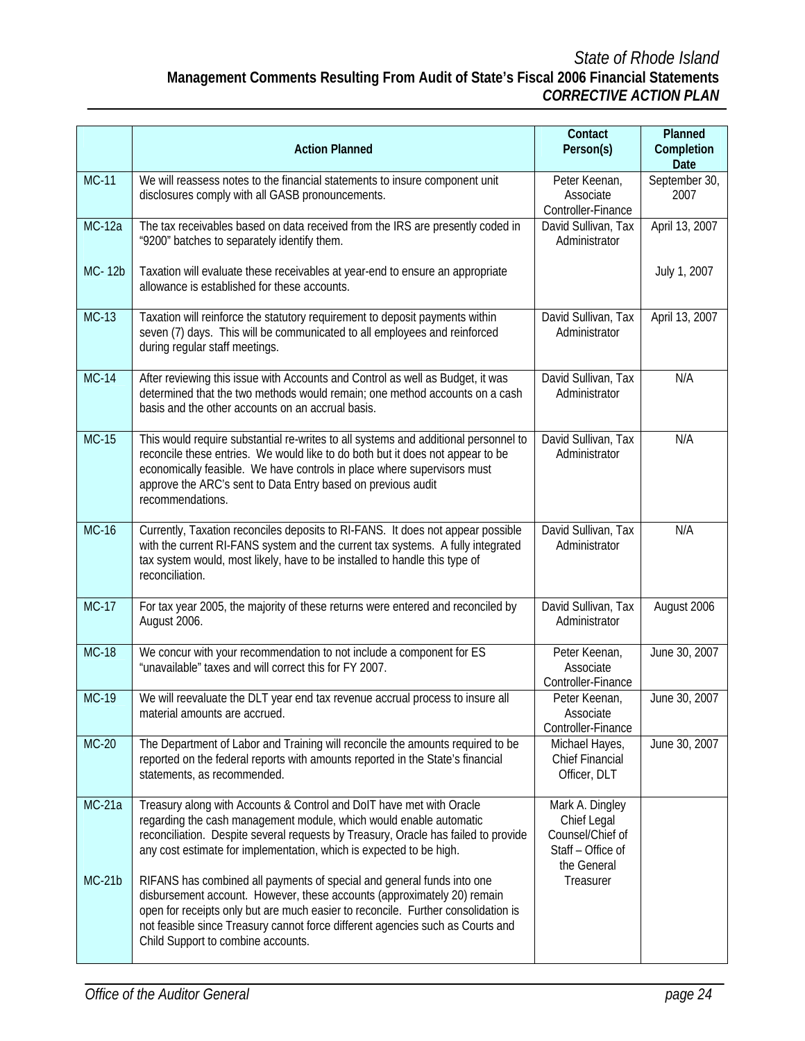State of Rhode Island

**Management Comments Resulting From Audit of State's Fiscal 2006 Financial Statements**

***CORRECTIVE ACTION PLAN***

| | Action Planned | Contact Person(s) | Planned Completion Date |
|---|---|---|---|
| MC-11 | We will reassess notes to the financial statements to insure component unit disclosures comply with all GASB pronouncements. | Peter Keenan, Associate Controller-Finance | September 30, 2007 |
| MC-12a | The tax receivables based on data received from the IRS are presently coded in "9200" batches to separately identify them. | David Sullivan, Tax Administrator | April 13, 2007 |
| MC- 12b | Taxation will evaluate these receivables at year-end to ensure an appropriate allowance is established for these accounts. | | July 1, 2007 |
| MC-13 | Taxation will reinforce the statutory requirement to deposit payments within seven (7) days. This will be communicated to all employees and reinforced during regular staff meetings. | David Sullivan, Tax Administrator | April 13, 2007 |
| MC-14 | After reviewing this issue with Accounts and Control as well as Budget, it was determined that the two methods would remain; one method accounts on a cash basis and the other accounts on an accrual basis. | David Sullivan, Tax Administrator | N/A |
| MC-15 | This would require substantial re-writes to all systems and additional personnel to reconcile these entries. We would like to do both but it does not appear to be economically feasible. We have controls in place where supervisors must approve the ARC's sent to Data Entry based on previous audit recommendations. | David Sullivan, Tax Administrator | N/A |
| MC-16 | Currently, Taxation reconciles deposits to RI-FANS. It does not appear possible with the current RI-FANS system and the current tax systems. A fully integrated tax system would, most likely, have to be installed to handle this type of reconciliation. | David Sullivan, Tax Administrator | N/A |
| MC-17 | For tax year 2005, the majority of these returns were entered and reconciled by August 2006. | David Sullivan, Tax Administrator | August 2006 |
| MC-18 | We concur with your recommendation to not include a component for ES "unavailable" taxes and will correct this for FY 2007. | Peter Keenan, Associate Controller-Finance | June 30, 2007 |
| MC-19 | We will reevaluate the DLT year end tax revenue accrual process to insure all material amounts are accrued. | Peter Keenan, Associate Controller-Finance | June 30, 2007 |
| MC-20 | The Department of Labor and Training will reconcile the amounts required to be reported on the federal reports with amounts reported in the State's financial statements, as recommended. | Michael Hayes, Chief Financial Officer, DLT | June 30, 2007 |
| MC-21a | Treasury along with Accounts & Control and DoIT have met with Oracle regarding the cash management module, which would enable automatic reconciliation. Despite several requests by Treasury, Oracle has failed to provide any cost estimate for implementation, which is expected to be high. | Mark A. Dingley Chief Legal Counsel/Chief of Staff – Office of the General Treasurer | |
| MC-21b | RIFANS has combined all payments of special and general funds into one disbursement account. However, these accounts (approximately 20) remain open for receipts only but are much easier to reconcile. Further consolidation is not feasible since Treasury cannot force different agencies such as Courts and Child Support to combine accounts. | | |

*Office of the Auditor General*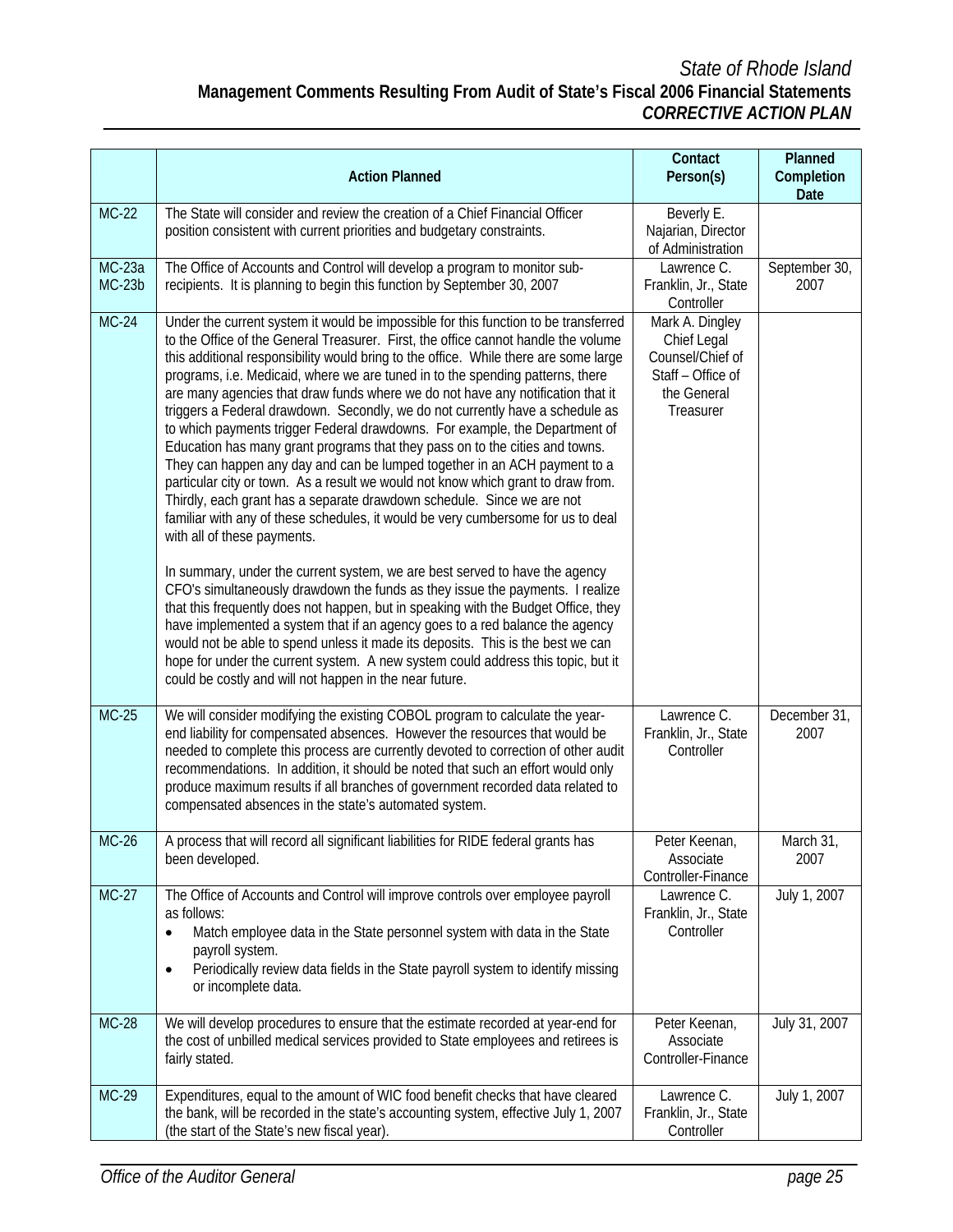| | Action Planned | Contact Person(s) | Planned Completion Date |
|---|---|---|---|
| MC-22 | The State will consider and review the creation of a Chief Financial Officer position consistent with current priorities and budgetary constraints. | Beverly E. Najarian, Director of Administration | |
| MC-23a MC-23b | The Office of Accounts and Control will develop a program to monitor sub-recipients. It is planning to begin this function by September 30, 2007 | Lawrence C. Franklin, Jr., State Controller | September 30, 2007 |
| MC-24 | Under the current system it would be impossible for this function to be transferred to the Office of the General Treasurer. First, the office cannot handle the volume this additional responsibility would bring to the office. While there are some large programs, i.e. Medicaid, where we are tuned in to the spending patterns, there are many agencies that draw funds where we do not have any notification that it triggers a Federal drawdown. Secondly, we do not currently have a schedule as to which payments trigger Federal drawdowns. For example, the Department of Education has many grant programs that they pass on to the cities and towns. They can happen any day and can be lumped together in an ACH payment to a particular city or town. As a result we would not know which grant to draw from. Thirdly, each grant has a separate drawdown schedule. Since we are not familiar with any of these schedules, it would be very cumbersome for us to deal with all of these payments.<br><br>In summary, under the current system, we are best served to have the agency CFO's simultaneously drawdown the funds as they issue the payments. I realize that this frequently does not happen, but in speaking with the Budget Office, they have implemented a system that if an agency goes to a red balance the agency would not be able to spend unless it made its deposits. This is the best we can hope for under the current system. A new system could address this topic, but it could be costly and will not happen in the near future. | Mark A. Dingley Chief Legal Counsel/Chief of Staff – Office of the General Treasurer | |
| MC-25 | We will consider modifying the existing COBOL program to calculate the year-end liability for compensated absences. However the resources that would be needed to complete this process are currently devoted to correction of other audit recommendations. In addition, it should be noted that such an effort would only produce maximum results if all branches of government recorded data related to compensated absences in the state's automated system. | Lawrence C. Franklin, Jr., State Controller | December 31, 2007 |
| MC-26 | A process that will record all significant liabilities for RIDE federal grants has been developed. | Peter Keenan, Associate Controller-Finance | March 31, 2007 |
| MC-27 | The Office of Accounts and Control will improve controls over employee payroll as follows:<br>• Match employee data in the State personnel system with data in the State payroll system.<br>• Periodically review data fields in the State payroll system to identify missing or incomplete data. | Lawrence C. Franklin, Jr., State Controller | July 1, 2007 |
| MC-28 | We will develop procedures to ensure that the estimate recorded at year-end for the cost of unbilled medical services provided to State employees and retirees is fairly stated. | Peter Keenan, Associate Controller-Finance | July 31, 2007 |
| MC-29 | Expenditures, equal to the amount of WIC food benefit checks that have cleared the bank, will be recorded in the state's accounting system, effective July 1, 2007 (the start of the State's new fiscal year). | Lawrence C. Franklin, Jr., State Controller | July 1, 2007 |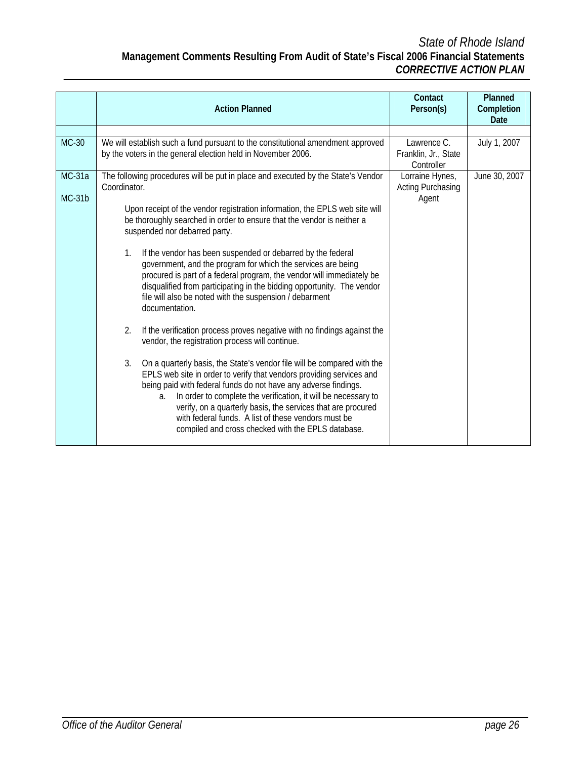| | Action Planned | Contact Person(s) | Planned Completion Date |
|---|---|---|---|
| | | | |
| MC-30 | We will establish such a fund pursuant to the constitutional amendment approved by the voters in the general election held in November 2006. | Lawrence C. Franklin, Jr., State Controller | July 1, 2007 |
| MC-31a<br><br>MC-31b | The following procedures will be put in place and executed by the State's Vendor Coordinator.<br><br>Upon receipt of the vendor registration information, the EPLS web site will be thoroughly searched in order to ensure that the vendor is neither a suspended nor debarred party.<br><br>1. If the vendor has been suspended or debarred by the federal government, and the program for which the services are being procured is part of a federal program, the vendor will immediately be disqualified from participating in the bidding opportunity. The vendor file will also be noted with the suspension / debarment documentation.<br><br>2. If the verification process proves negative with no findings against the vendor, the registration process will continue.<br><br>3. On a quarterly basis, the State's vendor file will be compared with the EPLS web site in order to verify that vendors providing services and being paid with federal funds do not have any adverse findings.<br>a. In order to complete the verification, it will be necessary to verify, on a quarterly basis, the services that are procured with federal funds. A list of these vendors must be compiled and cross checked with the EPLS database. | Lorraine Hynes, Acting Purchasing Agent | June 30, 2007 |